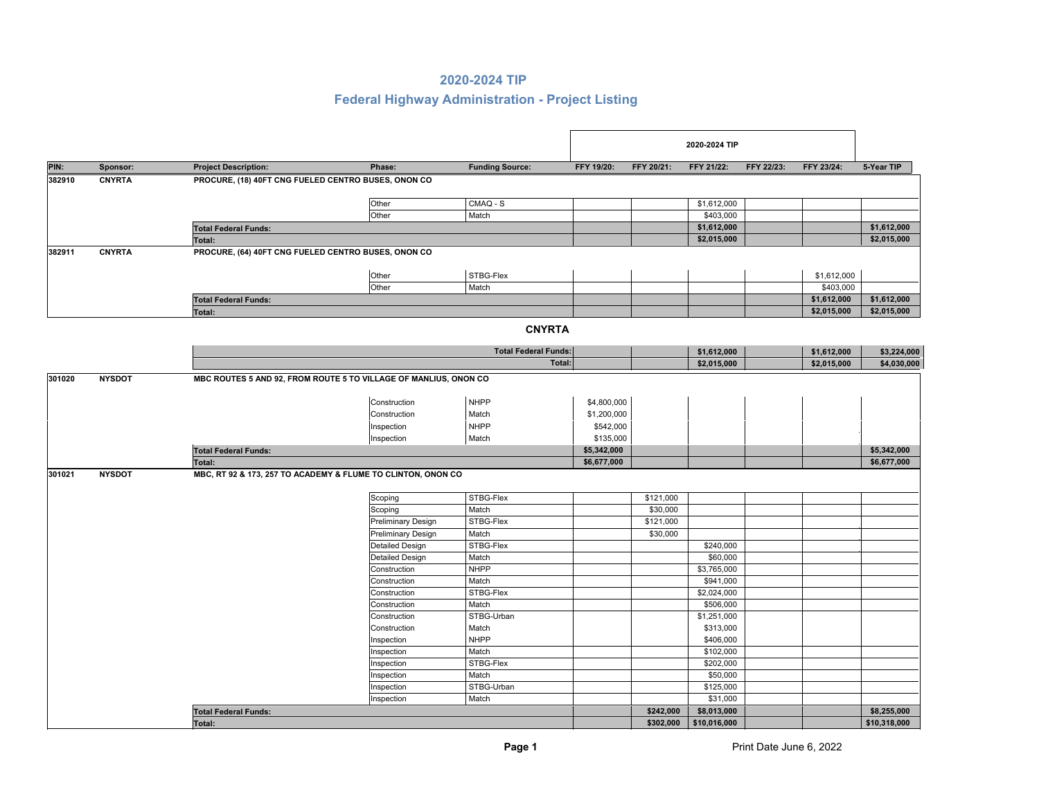# 2020-2024 TIP

## Federal Highway Administration - Project Listing

| PIN: | Sponsor: | Project Description: | Phase: | Funding Source: | FFY 19/20: | FFY 20/21: | FFY 21/22: | FFY 22/23: | FFY 23/24: | 5-Year TIP |
|---|---|---|---|---|---|---|---|---|---|---|
| | | | | | 2020-2024 TIP | | | | | |
| **382910** | **CNYRTA** | **PROCURE, (18) 40FT CNG FUELED CENTRO BUSES, ONON CO** | | | | | | | | |
| | | | Other | CMAQ - S | | | $1,612,000 | | | |
| | | | Other | Match | | | $403,000 | | | |
| | | **Total Federal Funds:** | | | | | **$1,612,000** | | | **$1,612,000** |
| | | **Total:** | | | | | **$2,015,000** | | | **$2,015,000** |
| **382911** | **CNYRTA** | **PROCURE, (64) 40FT CNG FUELED CENTRO BUSES, ONON CO** | | | | | | | | |
| | | | Other | STBG-Flex | | | | | $1,612,000 | |
| | | | Other | Match | | | | | $403,000 | |
| | | **Total Federal Funds:** | | | | | | | **$1,612,000** | **$1,612,000** |
| | | **Total:** | | | | | | | **$2,015,000** | **$2,015,000** |

**CNYRTA**

| | | | | |
|---|---|---|---|---|
| | | **Total Federal Funds:** | | | | **$1,612,000** | | **$1,612,000** | **$3,224,000** |
| | | **Total:** | | | | **$2,015,000** | | **$2,015,000** | **$4,030,000** |

| PIN: | Sponsor: | Project Description: | Phase: | Funding Source: | FFY 19/20: | FFY 20/21: | FFY 21/22: | FFY 22/23: | FFY 23/24: | 5-Year TIP |
|---|---|---|---|---|---|---|---|---|---|---|
| **301020** | **NYSDOT** | **MBC ROUTES 5 AND 92, FROM ROUTE 5 TO VILLAGE OF MANLIUS, ONON CO** | | | | | | | | |
| | | | Construction | NHPP | $4,800,000 | | | | | |
| | | | Construction | Match | $1,200,000 | | | | | |
| | | | Inspection | NHPP | $542,000 | | | | | |
| | | | Inspection | Match | $135,000 | | | | | |
| | | **Total Federal Funds:** | | | **$5,342,000** | | | | | **$5,342,000** |
| | | **Total:** | | | **$6,677,000** | | | | | **$6,677,000** |
| **301021** | **NYSDOT** | **MBC, RT 92 & 173, 257 TO ACADEMY & FLUME TO CLINTON, ONON CO** | | | | | | | | |
| | | | Scoping | STBG-Flex | | $121,000 | | | | |
| | | | Scoping | Match | | $30,000 | | | | |
| | | | Preliminary Design | STBG-Flex | | $121,000 | | | | |
| | | | Preliminary Design | Match | | $30,000 | | | | |
| | | | Detailed Design | STBG-Flex | | | $240,000 | | | |
| | | | Detailed Design | Match | | | $60,000 | | | |
| | | | Construction | NHPP | | | $3,765,000 | | | |
| | | | Construction | Match | | | $941,000 | | | |
| | | | Construction | STBG-Flex | | | $2,024,000 | | | |
| | | | Construction | Match | | | $506,000 | | | |
| | | | Construction | STBG-Urban | | | $1,251,000 | | | |
| | | | Construction | Match | | | $313,000 | | | |
| | | | Inspection | NHPP | | | $406,000 | | | |
| | | | Inspection | Match | | | $102,000 | | | |
| | | | Inspection | STBG-Flex | | | $202,000 | | | |
| | | | Inspection | Match | | | $50,000 | | | |
| | | | Inspection | STBG-Urban | | | $125,000 | | | |
| | | | Inspection | Match | | | $31,000 | | | |
| | | **Total Federal Funds:** | | | | **$242,000** | **$8,013,000** | | | **$8,255,000** |
| | | **Total:** | | | | **$302,000** | **$10,016,000** | | | **$10,318,000** |

Print Date June 6, 2022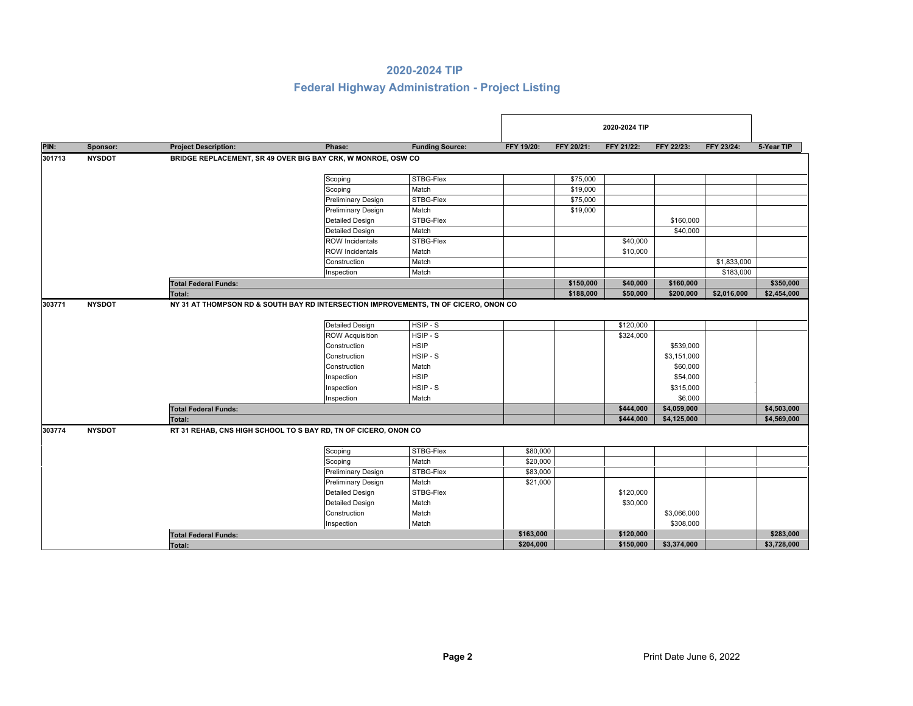## 2020-2024 TIP

## Federal Highway Administration - Project Listing

| PIN: | Sponsor: | Project Description: | Phase: | Funding Source: | FFY 19/20: | FFY 20/21: | FFY 21/22: | FFY 22/23: | FFY 23/24: | 5-Year TIP |
|---|---|---|---|---|---|---|---|---|---|---|
| | | | | | 2020-2024 TIP | | | | | |
| 301713 | NYSDOT | BRIDGE REPLACEMENT, SR 49 OVER BIG BAY CRK, W MONROE, OSW CO | | | | | | | | |
| | | | Scoping | STBG-Flex | | $75,000 | | | | |
| | | | Scoping | Match | | $19,000 | | | | |
| | | | Preliminary Design | STBG-Flex | | $75,000 | | | | |
| | | | Preliminary Design | Match | | $19,000 | | | | |
| | | | Detailed Design | STBG-Flex | | | | $160,000 | | |
| | | | Detailed Design | Match | | | | $40,000 | | |
| | | | ROW Incidentals | STBG-Flex | | | $40,000 | | | |
| | | | ROW Incidentals | Match | | | $10,000 | | | |
| | | | Construction | Match | | | | | $1,833,000 | |
| | | | Inspection | Match | | | | | $183,000 | |
| | | **Total Federal Funds:** | | | | **$150,000** | **$40,000** | **$160,000** | | **$350,000** |
| | | **Total:** | | | | **$188,000** | **$50,000** | **$200,000** | **$2,016,000** | **$2,454,000** |
| 303771 | NYSDOT | NY 31 AT THOMPSON RD & SOUTH BAY RD INTERSECTION IMPROVEMENTS, TN OF CICERO, ONON CO | | | | | | | | |
| | | | Detailed Design | HSIP - S | | | $120,000 | | | |
| | | | ROW Acquisition | HSIP - S | | | $324,000 | | | |
| | | | Construction | HSIP | | | | $539,000 | | |
| | | | Construction | HSIP - S | | | | $3,151,000 | | |
| | | | Construction | Match | | | | $60,000 | | |
| | | | Inspection | HSIP | | | | $54,000 | | |
| | | | Inspection | HSIP - S | | | | $315,000 | | |
| | | | Inspection | Match | | | | $6,000 | | |
| | | **Total Federal Funds:** | | | | | **$444,000** | **$4,059,000** | | **$4,503,000** |
| | | **Total:** | | | | | **$444,000** | **$4,125,000** | | **$4,569,000** |
| 303774 | NYSDOT | RT 31 REHAB, CNS HIGH SCHOOL TO S BAY RD, TN OF CICERO, ONON CO | | | | | | | | |
| | | | Scoping | STBG-Flex | $80,000 | | | | | |
| | | | Scoping | Match | $20,000 | | | | | |
| | | | Preliminary Design | STBG-Flex | $83,000 | | | | | |
| | | | Preliminary Design | Match | $21,000 | | | | | |
| | | | Detailed Design | STBG-Flex | | | $120,000 | | | |
| | | | Detailed Design | Match | | | $30,000 | | | |
| | | | Construction | Match | | | | $3,066,000 | | |
| | | | Inspection | Match | | | | $308,000 | | |
| | | **Total Federal Funds:** | | | **$163,000** | | **$120,000** | | | **$283,000** |
| | | **Total:** | | | **$204,000** | | **$150,000** | **$3,374,000** | | **$3,728,000** |

Print Date June 6, 2022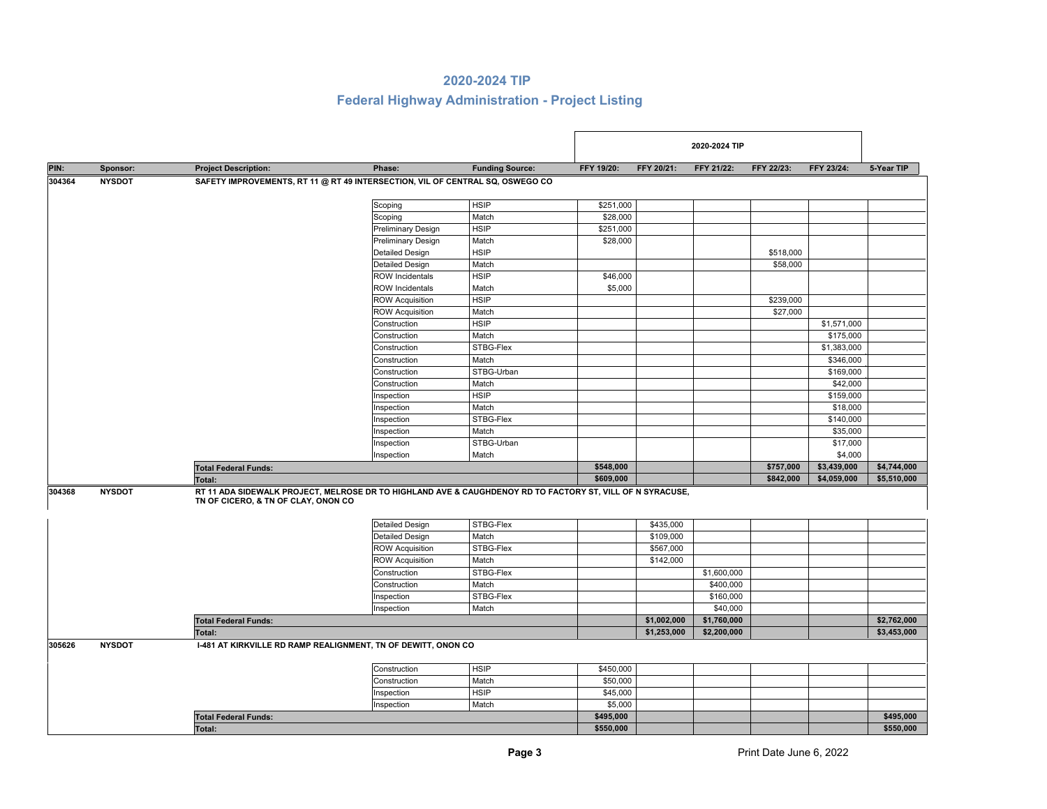# 2020-2024 TIP

## Federal Highway Administration - Project Listing

| PIN: | Sponsor: | Project Description: | Phase: | Funding Source: | FFY 19/20: | FFY 20/21: | FFY 21/22: | FFY 22/23: | FFY 23/24: | 5-Year TIP |
|---|---|---|---|---|---|---|---|---|---|---|
| | | | | | 2020-2024 TIP | | | | | |
| 304364 | NYSDOT | SAFETY IMPROVEMENTS, RT 11 @ RT 49 INTERSECTION, VIL OF CENTRAL SQ, OSWEGO CO | | | | | | | | |
| | | | Scoping | HSIP | $251,000 | | | | | |
| | | | Scoping | Match | $28,000 | | | | | |
| | | | Preliminary Design | HSIP | $251,000 | | | | | |
| | | | Preliminary Design | Match | $28,000 | | | | | |
| | | | Detailed Design | HSIP | | | | $518,000 | | |
| | | | Detailed Design | Match | | | | $58,000 | | |
| | | | ROW Incidentals | HSIP | $46,000 | | | | | |
| | | | ROW Incidentals | Match | $5,000 | | | | | |
| | | | ROW Acquisition | HSIP | | | | $239,000 | | |
| | | | ROW Acquisition | Match | | | | $27,000 | | |
| | | | Construction | HSIP | | | | | $1,571,000 | |
| | | | Construction | Match | | | | | $175,000 | |
| | | | Construction | STBG-Flex | | | | | $1,383,000 | |
| | | | Construction | Match | | | | | $346,000 | |
| | | | Construction | STBG-Urban | | | | | $169,000 | |
| | | | Construction | Match | | | | | $42,000 | |
| | | | Inspection | HSIP | | | | | $159,000 | |
| | | | Inspection | Match | | | | | $18,000 | |
| | | | Inspection | STBG-Flex | | | | | $140,000 | |
| | | | Inspection | Match | | | | | $35,000 | |
| | | | Inspection | STBG-Urban | | | | | $17,000 | |
| | | | Inspection | Match | | | | | $4,000 | |
| | | **Total Federal Funds:** | | | **$548,000** | | | **$757,000** | **$3,439,000** | **$4,744,000** |
| | | **Total:** | | | **$609,000** | | | **$842,000** | **$4,059,000** | **$5,510,000** |
| 304368 | NYSDOT | RT 11 ADA SIDEWALK PROJECT, MELROSE DR TO HIGHLAND AVE & CAUGHDENOY RD TO FACTORY ST, VILL OF N SYRACUSE, TN OF CICERO, & TN OF CLAY, ONON CO | | | | | | | | |
| | | | Detailed Design | STBG-Flex | | $435,000 | | | | |
| | | | Detailed Design | Match | | $109,000 | | | | |
| | | | ROW Acquisition | STBG-Flex | | $567,000 | | | | |
| | | | ROW Acquisition | Match | | $142,000 | | | | |
| | | | Construction | STBG-Flex | | | $1,600,000 | | | |
| | | | Construction | Match | | | $400,000 | | | |
| | | | Inspection | STBG-Flex | | | $160,000 | | | |
| | | | Inspection | Match | | | $40,000 | | | |
| | | **Total Federal Funds:** | | | | **$1,002,000** | **$1,760,000** | | | **$2,762,000** |
| | | **Total:** | | | | **$1,253,000** | **$2,200,000** | | | **$3,453,000** |
| 305626 | NYSDOT | I-481 AT KIRKVILLE RD RAMP REALIGNMENT, TN OF DEWITT, ONON CO | | | | | | | | |
| | | | Construction | HSIP | $450,000 | | | | | |
| | | | Construction | Match | $50,000 | | | | | |
| | | | Inspection | HSIP | $45,000 | | | | | |
| | | | Inspection | Match | $5,000 | | | | | |
| | | **Total Federal Funds:** | | | **$495,000** | | | | | **$495,000** |
| | | **Total:** | | | **$550,000** | | | | | **$550,000** |

Print Date June 6, 2022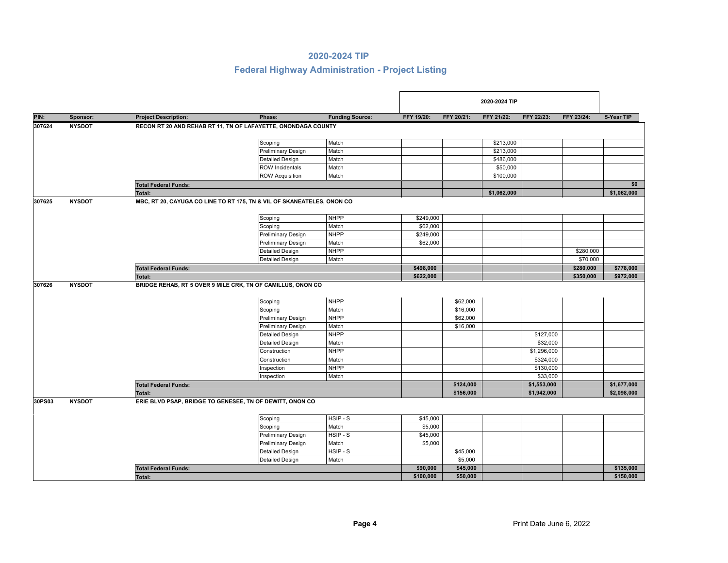# 2020-2024 TIP

## Federal Highway Administration - Project Listing

| PIN: | Sponsor: | Project Description: | Phase: | Funding Source: | FFY 19/20: | FFY 20/21: | FFY 21/22: | FFY 22/23: | FFY 23/24: | 5-Year TIP |
|---|---|---|---|---|---|---|---|---|---|---|
| | | | | | 2020-2024 TIP | | | | | |
| **307624** | **NYSDOT** | **RECON RT 20 AND REHAB RT 11, TN OF LAFAYETTE, ONONDAGA COUNTY** | | | | | | | | |
| | | | Scoping | Match | | | $213,000 | | | |
| | | | Preliminary Design | Match | | | $213,000 | | | |
| | | | Detailed Design | Match | | | $486,000 | | | |
| | | | ROW Incidentals | Match | | | $50,000 | | | |
| | | | ROW Acquisition | Match | | | $100,000 | | | |
| | | **Total Federal Funds:** | | | | | | | | **$0** |
| | | **Total:** | | | | | **$1,062,000** | | | **$1,062,000** |
| **307625** | **NYSDOT** | **MBC, RT 20, CAYUGA CO LINE TO RT 175, TN & VIL OF SKANEATELES, ONON CO** | | | | | | | | |
| | | | Scoping | NHPP | $249,000 | | | | | |
| | | | Scoping | Match | $62,000 | | | | | |
| | | | Preliminary Design | NHPP | $249,000 | | | | | |
| | | | Preliminary Design | Match | $62,000 | | | | | |
| | | | Detailed Design | NHPP | | | | | $280,000 | |
| | | | Detailed Design | Match | | | | | $70,000 | |
| | | **Total Federal Funds:** | | | **$498,000** | | | | **$280,000** | **$778,000** |
| | | **Total:** | | | **$622,000** | | | | **$350,000** | **$972,000** |
| **307626** | **NYSDOT** | **BRIDGE REHAB, RT 5 OVER 9 MILE CRK, TN OF CAMILLUS, ONON CO** | | | | | | | | |
| | | | Scoping | NHPP | | $62,000 | | | | |
| | | | Scoping | Match | | $16,000 | | | | |
| | | | Preliminary Design | NHPP | | $62,000 | | | | |
| | | | Preliminary Design | Match | | $16,000 | | | | |
| | | | Detailed Design | NHPP | | | | $127,000 | | |
| | | | Detailed Design | Match | | | | $32,000 | | |
| | | | Construction | NHPP | | | | $1,296,000 | | |
| | | | Construction | Match | | | | $324,000 | | |
| | | | Inspection | NHPP | | | | $130,000 | | |
| | | | Inspection | Match | | | | $33,000 | | |
| | | **Total Federal Funds:** | | | | **$124,000** | | **$1,553,000** | | **$1,677,000** |
| | | **Total:** | | | | **$156,000** | | **$1,942,000** | | **$2,098,000** |
| **30PS03** | **NYSDOT** | **ERIE BLVD PSAP, BRIDGE TO GENESEE, TN OF DEWITT, ONON CO** | | | | | | | | |
| | | | Scoping | HSIP - S | $45,000 | | | | | |
| | | | Scoping | Match | $5,000 | | | | | |
| | | | Preliminary Design | HSIP - S | $45,000 | | | | | |
| | | | Preliminary Design | Match | $5,000 | | | | | |
| | | | Detailed Design | HSIP - S | | $45,000 | | | | |
| | | | Detailed Design | Match | | $5,000 | | | | |
| | | **Total Federal Funds:** | | | **$90,000** | **$45,000** | | | | **$135,000** |
| | | **Total:** | | | **$100,000** | **$50,000** | | | | **$150,000** |

Print Date June 6, 2022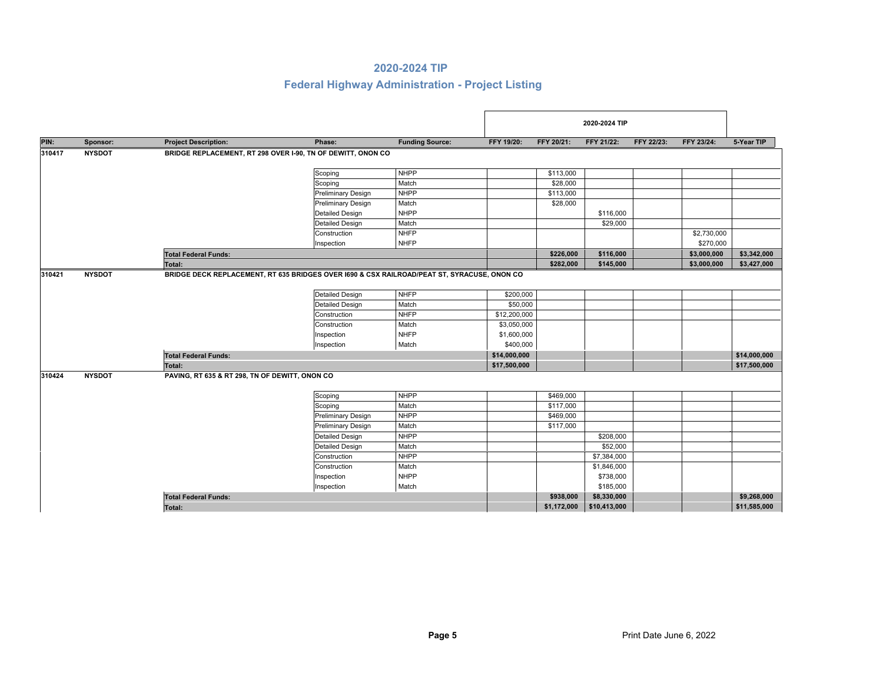## 2020-2024 TIP

## Federal Highway Administration - Project Listing

| PIN: | Sponsor: | Project Description: | Phase: | Funding Source: | 2020-2024 TIP FFY 19/20: | FFY 20/21: | FFY 21/22: | FFY 22/23: | FFY 23/24: | 5-Year TIP |
|---|---|---|---|---|---|---|---|---|---|---|
| 310417 | NYSDOT | BRIDGE REPLACEMENT, RT 298 OVER I-90, TN OF DEWITT, ONON CO | | | | | | | | |
| | | | Scoping | NHPP | | $113,000 | | | | |
| | | | Scoping | Match | | $28,000 | | | | |
| | | | Preliminary Design | NHPP | | $113,000 | | | | |
| | | | Preliminary Design | Match | | $28,000 | | | | |
| | | | Detailed Design | NHPP | | | $116,000 | | | |
| | | | Detailed Design | Match | | | $29,000 | | | |
| | | | Construction | NHFP | | | | | $2,730,000 | |
| | | | Inspection | NHFP | | | | | $270,000 | |
| | | **Total Federal Funds:** | | | | **$226,000** | **$116,000** | | **$3,000,000** | **$3,342,000** |
| | | **Total:** | | | | **$282,000** | **$145,000** | | **$3,000,000** | **$3,427,000** |
| 310421 | NYSDOT | BRIDGE DECK REPLACEMENT, RT 635 BRIDGES OVER I690 & CSX RAILROAD/PEAT ST, SYRACUSE, ONON CO | | | | | | | | |
| | | | Detailed Design | NHFP | $200,000 | | | | | |
| | | | Detailed Design | Match | $50,000 | | | | | |
| | | | Construction | NHFP | $12,200,000 | | | | | |
| | | | Construction | Match | $3,050,000 | | | | | |
| | | | Inspection | NHFP | $1,600,000 | | | | | |
| | | | Inspection | Match | $400,000 | | | | | |
| | | **Total Federal Funds:** | | | **$14,000,000** | | | | | **$14,000,000** |
| | | **Total:** | | | **$17,500,000** | | | | | **$17,500,000** |
| 310424 | NYSDOT | PAVING, RT 635 & RT 298, TN OF DEWITT, ONON CO | | | | | | | | |
| | | | Scoping | NHPP | | $469,000 | | | | |
| | | | Scoping | Match | | $117,000 | | | | |
| | | | Preliminary Design | NHPP | | $469,000 | | | | |
| | | | Preliminary Design | Match | | $117,000 | | | | |
| | | | Detailed Design | NHPP | | | $208,000 | | | |
| | | | Detailed Design | Match | | | $52,000 | | | |
| | | | Construction | NHPP | | | $7,384,000 | | | |
| | | | Construction | Match | | | $1,846,000 | | | |
| | | | Inspection | NHPP | | | $738,000 | | | |
| | | | Inspection | Match | | | $185,000 | | | |
| | | **Total Federal Funds:** | | | | **$938,000** | **$8,330,000** | | | **$9,268,000** |
| | | **Total:** | | | | **$1,172,000** | **$10,413,000** | | | **$11,585,000** |

Print Date June 6, 2022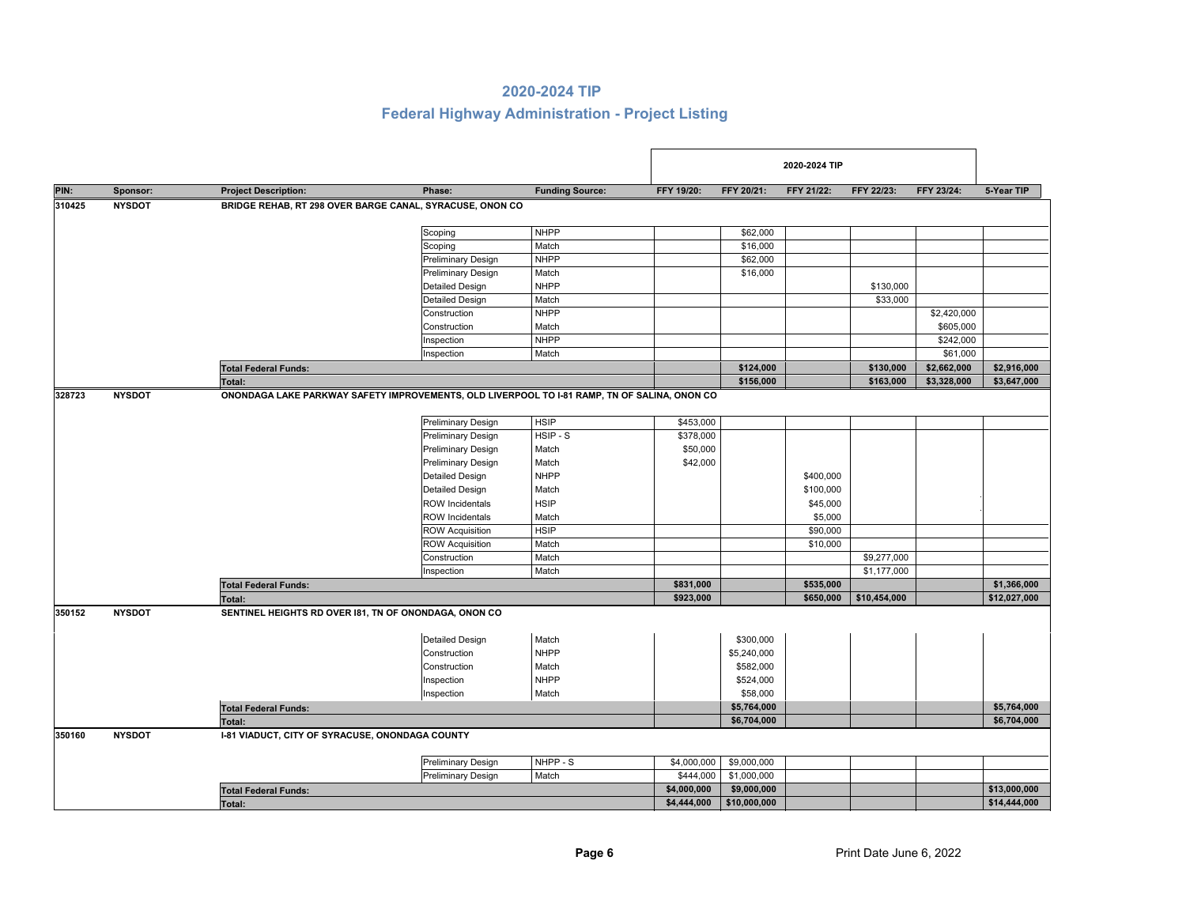# 2020-2024 TIP

## Federal Highway Administration - Project Listing

| PIN: | Sponsor: | Project Description: | Phase: | Funding Source: | FFY 19/20: | FFY 20/21: | FFY 21/22: | FFY 22/23: | FFY 23/24: | 5-Year TIP |
|---|---|---|---|---|---|---|---|---|---|---|
| | | | | | 2020-2024 TIP | | | | | |
| 310425 | NYSDOT | BRIDGE REHAB, RT 298 OVER BARGE CANAL, SYRACUSE, ONON CO | | | | | | | | |
| | | | Scoping | NHPP | | $62,000 | | | | |
| | | | Scoping | Match | | $16,000 | | | | |
| | | | Preliminary Design | NHPP | | $62,000 | | | | |
| | | | Preliminary Design | Match | | $16,000 | | | | |
| | | | Detailed Design | NHPP | | | | $130,000 | | |
| | | | Detailed Design | Match | | | | $33,000 | | |
| | | | Construction | NHPP | | | | | $2,420,000 | |
| | | | Construction | Match | | | | | $605,000 | |
| | | | Inspection | NHPP | | | | | $242,000 | |
| | | | Inspection | Match | | | | | $61,000 | |
| | | **Total Federal Funds:** | | | | **$124,000** | | **$130,000** | **$2,662,000** | **$2,916,000** |
| | | **Total:** | | | | **$156,000** | | **$163,000** | **$3,328,000** | **$3,647,000** |
| 328723 | NYSDOT | ONONDAGA LAKE PARKWAY SAFETY IMPROVEMENTS, OLD LIVERPOOL TO I-81 RAMP, TN OF SALINA, ONON CO | | | | | | | | |
| | | | Preliminary Design | HSIP | $453,000 | | | | | |
| | | | Preliminary Design | HSIP - S | $378,000 | | | | | |
| | | | Preliminary Design | Match | $50,000 | | | | | |
| | | | Preliminary Design | Match | $42,000 | | | | | |
| | | | Detailed Design | NHPP | | | $400,000 | | | |
| | | | Detailed Design | Match | | | $100,000 | | | |
| | | | ROW Incidentals | HSIP | | | $45,000 | | | |
| | | | ROW Incidentals | Match | | | $5,000 | | | |
| | | | ROW Acquisition | HSIP | | | $90,000 | | | |
| | | | ROW Acquisition | Match | | | $10,000 | | | |
| | | | Construction | Match | | | | $9,277,000 | | |
| | | | Inspection | Match | | | | $1,177,000 | | |
| | | **Total Federal Funds:** | | | **$831,000** | | **$535,000** | | | **$1,366,000** |
| | | **Total:** | | | **$923,000** | | **$650,000** | **$10,454,000** | | **$12,027,000** |
| 350152 | NYSDOT | SENTINEL HEIGHTS RD OVER I81, TN OF ONONDAGA, ONON CO | | | | | | | | |
| | | | Detailed Design | Match | | $300,000 | | | | |
| | | | Construction | NHPP | | $5,240,000 | | | | |
| | | | Construction | Match | | $582,000 | | | | |
| | | | Inspection | NHPP | | $524,000 | | | | |
| | | | Inspection | Match | | $58,000 | | | | |
| | | **Total Federal Funds:** | | | | **$5,764,000** | | | | **$5,764,000** |
| | | **Total:** | | | | **$6,704,000** | | | | **$6,704,000** |
| 350160 | NYSDOT | I-81 VIADUCT, CITY OF SYRACUSE, ONONDAGA COUNTY | | | | | | | | |
| | | | Preliminary Design | NHPP - S | $4,000,000 | $9,000,000 | | | | |
| | | | Preliminary Design | Match | $444,000 | $1,000,000 | | | | |
| | | **Total Federal Funds:** | | | **$4,000,000** | **$9,000,000** | | | | **$13,000,000** |
| | | **Total:** | | | **$4,444,000** | **$10,000,000** | | | | **$14,444,000** |

Print Date June 6, 2022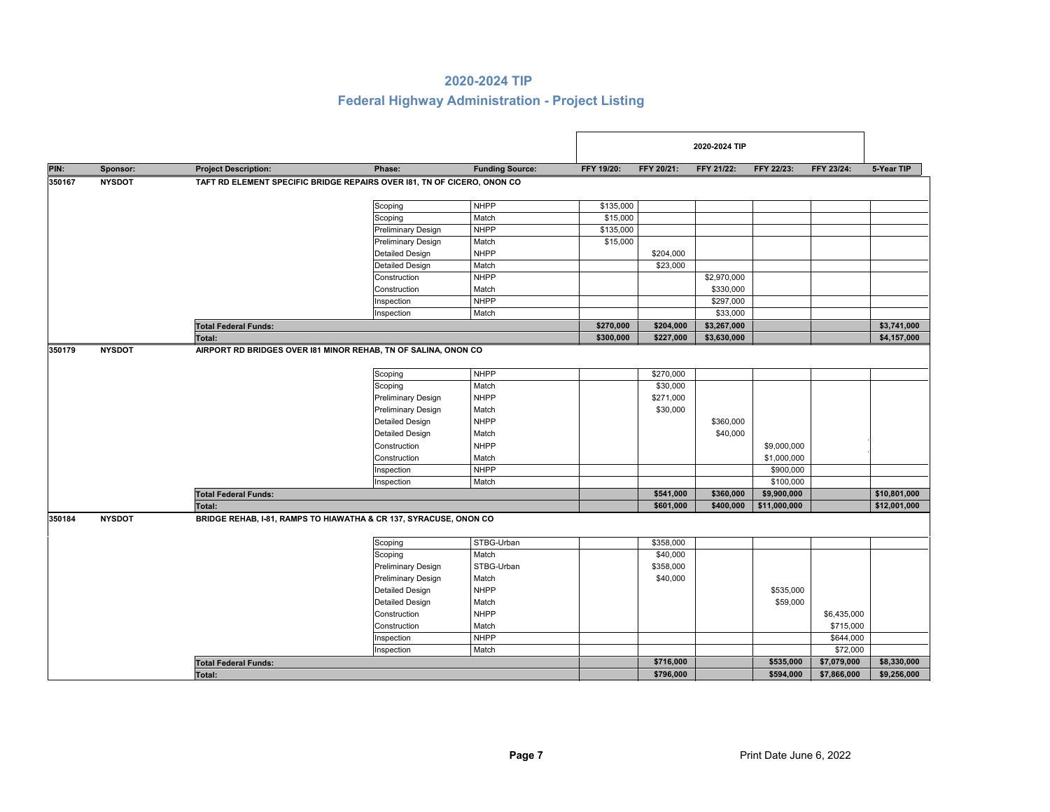# 2020-2024 TIP

## Federal Highway Administration - Project Listing

| PIN: | Sponsor: | Project Description: | Phase: | Funding Source: | FFY 19/20: | FFY 20/21: | FFY 21/22: | FFY 22/23: | FFY 23/24: | 5-Year TIP |
|---|---|---|---|---|---|---|---|---|---|---|
| 350167 | NYSDOT | TAFT RD ELEMENT SPECIFIC BRIDGE REPAIRS OVER I81, TN OF CICERO, ONON CO | | | | | | | | |
| | | | Scoping | NHPP | $135,000 | | | | | |
| | | | Scoping | Match | $15,000 | | | | | |
| | | | Preliminary Design | NHPP | $135,000 | | | | | |
| | | | Preliminary Design | Match | $15,000 | | | | | |
| | | | Detailed Design | NHPP | | $204,000 | | | | |
| | | | Detailed Design | Match | | $23,000 | | | | |
| | | | Construction | NHPP | | | $2,970,000 | | | |
| | | | Construction | Match | | | $330,000 | | | |
| | | | Inspection | NHPP | | | $297,000 | | | |
| | | | Inspection | Match | | | $33,000 | | | |
| | | **Total Federal Funds:** | | | **$270,000** | **$204,000** | **$3,267,000** | | | **$3,741,000** |
| | | **Total:** | | | **$300,000** | **$227,000** | **$3,630,000** | | | **$4,157,000** |
| 350179 | NYSDOT | AIRPORT RD BRIDGES OVER I81 MINOR REHAB, TN OF SALINA, ONON CO | | | | | | | | |
| | | | Scoping | NHPP | | $270,000 | | | | |
| | | | Scoping | Match | | $30,000 | | | | |
| | | | Preliminary Design | NHPP | | $271,000 | | | | |
| | | | Preliminary Design | Match | | $30,000 | | | | |
| | | | Detailed Design | NHPP | | | $360,000 | | | |
| | | | Detailed Design | Match | | | $40,000 | | | |
| | | | Construction | NHPP | | | | $9,000,000 | | |
| | | | Construction | Match | | | | $1,000,000 | | |
| | | | Inspection | NHPP | | | | $900,000 | | |
| | | | Inspection | Match | | | | $100,000 | | |
| | | **Total Federal Funds:** | | | | **$541,000** | **$360,000** | **$9,900,000** | | **$10,801,000** |
| | | **Total:** | | | | **$601,000** | **$400,000** | **$11,000,000** | | **$12,001,000** |
| 350184 | NYSDOT | BRIDGE REHAB, I-81, RAMPS TO HIAWATHA & CR 137, SYRACUSE, ONON CO | | | | | | | | |
| | | | Scoping | STBG-Urban | | $358,000 | | | | |
| | | | Scoping | Match | | $40,000 | | | | |
| | | | Preliminary Design | STBG-Urban | | $358,000 | | | | |
| | | | Preliminary Design | Match | | $40,000 | | | | |
| | | | Detailed Design | NHPP | | | | $535,000 | | |
| | | | Detailed Design | Match | | | | $59,000 | | |
| | | | Construction | NHPP | | | | | $6,435,000 | |
| | | | Construction | Match | | | | | $715,000 | |
| | | | Inspection | NHPP | | | | | $644,000 | |
| | | | Inspection | Match | | | | | $72,000 | |
| | | **Total Federal Funds:** | | | | **$716,000** | | **$535,000** | **$7,079,000** | **$8,330,000** |
| | | **Total:** | | | | **$796,000** | | **$594,000** | **$7,866,000** | **$9,256,000** |

Print Date June 6, 2022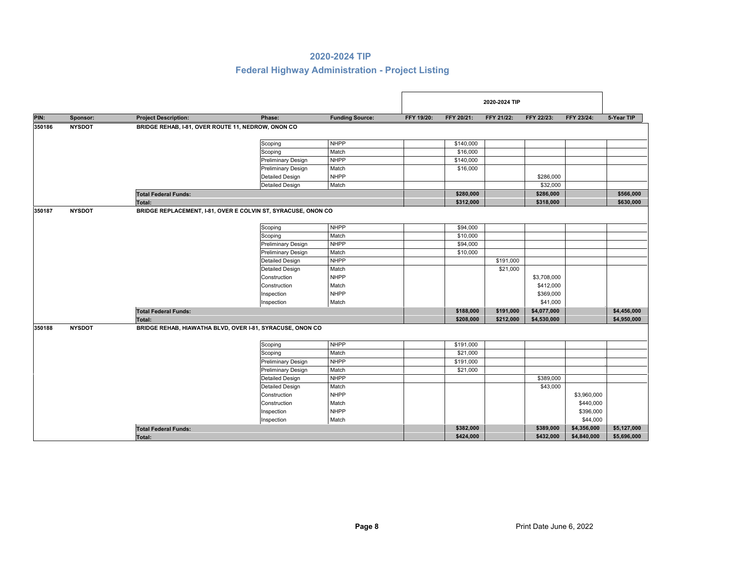# 2020-2024 TIP

## Federal Highway Administration - Project Listing

| PIN: | Sponsor: | Project Description: | Phase: | Funding Source: | FFY 19/20: | FFY 20/21: | FFY 21/22: | FFY 22/23: | FFY 23/24: | 5-Year TIP |
|---|---|---|---|---|---|---|---|---|---|---|
| | | | | | 2020-2024 TIP | | | | | |
| **350186** | **NYSDOT** | **BRIDGE REHAB, I-81, OVER ROUTE 11, NEDROW, ONON CO** | | | | | | | | |
| | | | Scoping | NHPP | | $140,000 | | | | |
| | | | Scoping | Match | | $16,000 | | | | |
| | | | Preliminary Design | NHPP | | $140,000 | | | | |
| | | | Preliminary Design | Match | | $16,000 | | | | |
| | | | Detailed Design | NHPP | | | | $286,000 | | |
| | | | Detailed Design | Match | | | | $32,000 | | |
| | | **Total Federal Funds:** | | | | **$280,000** | | **$286,000** | | **$566,000** |
| | | **Total:** | | | | **$312,000** | | **$318,000** | | **$630,000** |
| **350187** | **NYSDOT** | **BRIDGE REPLACEMENT, I-81, OVER E COLVIN ST, SYRACUSE, ONON CO** | | | | | | | | |
| | | | Scoping | NHPP | | $94,000 | | | | |
| | | | Scoping | Match | | $10,000 | | | | |
| | | | Preliminary Design | NHPP | | $94,000 | | | | |
| | | | Preliminary Design | Match | | $10,000 | | | | |
| | | | Detailed Design | NHPP | | | $191,000 | | | |
| | | | Detailed Design | Match | | | $21,000 | | | |
| | | | Construction | NHPP | | | | $3,708,000 | | |
| | | | Construction | Match | | | | $412,000 | | |
| | | | Inspection | NHPP | | | | $369,000 | | |
| | | | Inspection | Match | | | | $41,000 | | |
| | | **Total Federal Funds:** | | | | **$188,000** | **$191,000** | **$4,077,000** | | **$4,456,000** |
| | | **Total:** | | | | **$208,000** | **$212,000** | **$4,530,000** | | **$4,950,000** |
| **350188** | **NYSDOT** | **BRIDGE REHAB, HIAWATHA BLVD, OVER I-81, SYRACUSE, ONON CO** | | | | | | | | |
| | | | Scoping | NHPP | | $191,000 | | | | |
| | | | Scoping | Match | | $21,000 | | | | |
| | | | Preliminary Design | NHPP | | $191,000 | | | | |
| | | | Preliminary Design | Match | | $21,000 | | | | |
| | | | Detailed Design | NHPP | | | | $389,000 | | |
| | | | Detailed Design | Match | | | | $43,000 | | |
| | | | Construction | NHPP | | | | | $3,960,000 | |
| | | | Construction | Match | | | | | $440,000 | |
| | | | Inspection | NHPP | | | | | $396,000 | |
| | | | Inspection | Match | | | | | $44,000 | |
| | | **Total Federal Funds:** | | | | **$382,000** | | **$389,000** | **$4,356,000** | **$5,127,000** |
| | | **Total:** | | | | **$424,000** | | **$432,000** | **$4,840,000** | **$5,696,000** |

Print Date June 6, 2022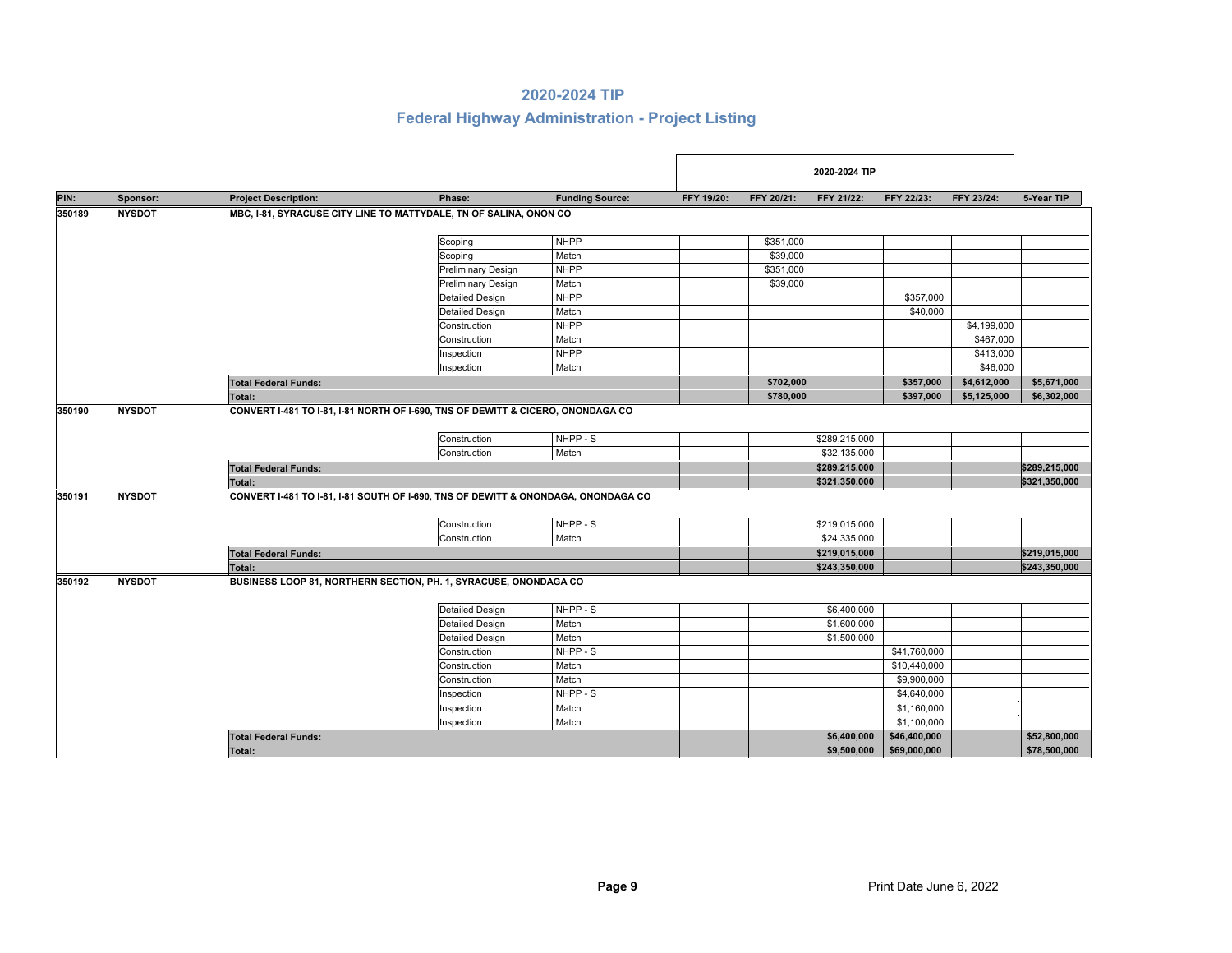# 2020-2024 TIP

## Federal Highway Administration - Project Listing

| PIN: | Sponsor: | Project Description: | Phase: | Funding Source: | FFY 19/20: | FFY 20/21: | FFY 21/22: | FFY 22/23: | FFY 23/24: | 5-Year TIP |
|---|---|---|---|---|---|---|---|---|---|---|
| | | | | | 2020-2024 TIP | | | | | |
| 350189 | NYSDOT | MBC, I-81, SYRACUSE CITY LINE TO MATTYDALE, TN OF SALINA, ONON CO | | | | | | | | |
| | | | Scoping | NHPP | | $351,000 | | | | |
| | | | Scoping | Match | | $39,000 | | | | |
| | | | Preliminary Design | NHPP | | $351,000 | | | | |
| | | | Preliminary Design | Match | | $39,000 | | | | |
| | | | Detailed Design | NHPP | | | | $357,000 | | |
| | | | Detailed Design | Match | | | | $40,000 | | |
| | | | Construction | NHPP | | | | | $4,199,000 | |
| | | | Construction | Match | | | | | $467,000 | |
| | | | Inspection | NHPP | | | | | $413,000 | |
| | | | Inspection | Match | | | | | $46,000 | |
| | | **Total Federal Funds:** | | | | **$702,000** | | **$357,000** | **$4,612,000** | **$5,671,000** |
| | | **Total:** | | | | **$780,000** | | **$397,000** | **$5,125,000** | **$6,302,000** |
| 350190 | NYSDOT | CONVERT I-481 TO I-81, I-81 NORTH OF I-690, TNS OF DEWITT & CICERO, ONONDAGA CO | | | | | | | | |
| | | | Construction | NHPP - S | | | $289,215,000 | | | |
| | | | Construction | Match | | | $32,135,000 | | | |
| | | **Total Federal Funds:** | | | | | **$289,215,000** | | | **$289,215,000** |
| | | **Total:** | | | | | **$321,350,000** | | | **$321,350,000** |
| 350191 | NYSDOT | CONVERT I-481 TO I-81, I-81 SOUTH OF I-690, TNS OF DEWITT & ONONDAGA, ONONDAGA CO | | | | | | | | |
| | | | Construction | NHPP - S | | | $219,015,000 | | | |
| | | | Construction | Match | | | $24,335,000 | | | |
| | | **Total Federal Funds:** | | | | | **$219,015,000** | | | **$219,015,000** |
| | | **Total:** | | | | | **$243,350,000** | | | **$243,350,000** |
| 350192 | NYSDOT | BUSINESS LOOP 81, NORTHERN SECTION, PH. 1, SYRACUSE, ONONDAGA CO | | | | | | | | |
| | | | Detailed Design | NHPP - S | | | $6,400,000 | | | |
| | | | Detailed Design | Match | | | $1,600,000 | | | |
| | | | Detailed Design | Match | | | $1,500,000 | | | |
| | | | Construction | NHPP - S | | | | $41,760,000 | | |
| | | | Construction | Match | | | | $10,440,000 | | |
| | | | Construction | Match | | | | $9,900,000 | | |
| | | | Inspection | NHPP - S | | | | $4,640,000 | | |
| | | | Inspection | Match | | | | $1,160,000 | | |
| | | | Inspection | Match | | | | $1,100,000 | | |
| | | **Total Federal Funds:** | | | | | **$6,400,000** | **$46,400,000** | | **$52,800,000** |
| | | **Total:** | | | | | **$9,500,000** | **$69,000,000** | | **$78,500,000** |

Print Date June 6, 2022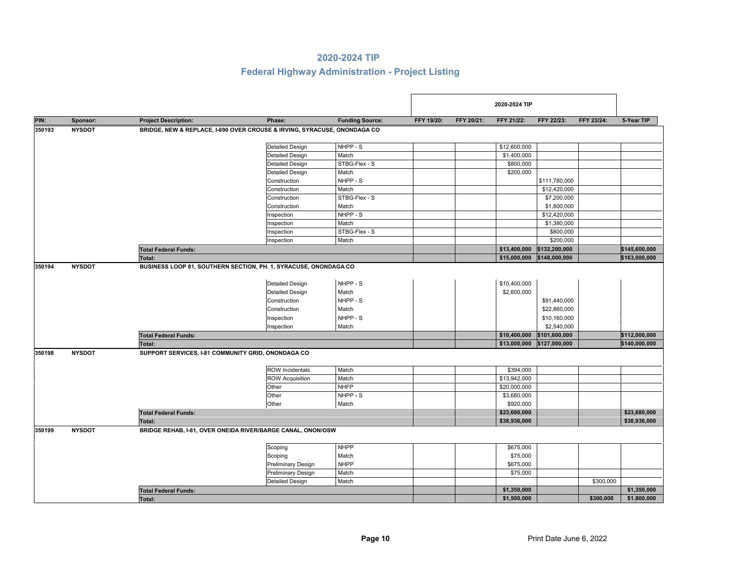# 2020-2024 TIP

## Federal Highway Administration - Project Listing

| PIN: | Sponsor: | Project Description: | Phase: | Funding Source: | FFY 19/20: | FFY 20/21: | FFY 21/22: | FFY 22/23: | FFY 23/24: | 5-Year TIP |
|---|---|---|---|---|---|---|---|---|---|---|
| | | | | | 2020-2024 TIP | | | | | |
| 350193 | NYSDOT | BRIDGE, NEW & REPLACE, I-690 OVER CROUSE & IRVING, SYRACUSE, ONONDAGA CO | | | | | | | | |
| | | | Detailed Design | NHPP - S | | | $12,600,000 | | | |
| | | | Detailed Design | Match | | | $1,400,000 | | | |
| | | | Detailed Design | STBG-Flex - S | | | $800,000 | | | |
| | | | Detailed Design | Match | | | $200,000 | | | |
| | | | Construction | NHPP - S | | | | $111,780,000 | | |
| | | | Construction | Match | | | | $12,420,000 | | |
| | | | Construction | STBG-Flex - S | | | | $7,200,000 | | |
| | | | Construction | Match | | | | $1,800,000 | | |
| | | | Inspection | NHPP - S | | | | $12,420,000 | | |
| | | | Inspection | Match | | | | $1,380,000 | | |
| | | | Inspection | STBG-Flex - S | | | | $800,000 | | |
| | | | Inspection | Match | | | | $200,000 | | |
| | | **Total Federal Funds:** | | | | | **$13,400,000** | **$132,200,000** | | **$145,600,000** |
| | | **Total:** | | | | | **$15,000,000** | **$148,000,000** | | **$163,000,000** |
| 350194 | NYSDOT | BUSINESS LOOP 81, SOUTHERN SECTION, PH. 1, SYRACUSE, ONONDAGA CO | | | | | | | | |
| | | | Detailed Design | NHPP - S | | | $10,400,000 | | | |
| | | | Detailed Design | Match | | | $2,600,000 | | | |
| | | | Construction | NHPP - S | | | | $91,440,000 | | |
| | | | Construction | Match | | | | $22,860,000 | | |
| | | | Inspection | NHPP - S | | | | $10,160,000 | | |
| | | | Inspection | Match | | | | $2,540,000 | | |
| | | **Total Federal Funds:** | | | | | **$10,400,000** | **$101,600,000** | | **$112,000,000** |
| | | **Total:** | | | | | **$13,000,000** | **$127,000,000** | | **$140,000,000** |
| 350198 | NYSDOT | SUPPORT SERVICES, I-81 COMMUNITY GRID, ONONDAGA CO | | | | | | | | |
| | | | ROW Incidentals | Match | | | $394,000 | | | |
| | | | ROW Acquisition | Match | | | $13,942,000 | | | |
| | | | Other | NHFP | | | $20,000,000 | | | |
| | | | Other | NHPP - S | | | $3,680,000 | | | |
| | | | Other | Match | | | $920,000 | | | |
| | | **Total Federal Funds:** | | | | | **$23,680,000** | | | **$23,680,000** |
| | | **Total:** | | | | | **$38,936,000** | | | **$38,936,000** |
| 350199 | NYSDOT | BRIDGE REHAB, I-81, OVER ONEIDA RIVER/BARGE CANAL, ONON/OSW | | | | | | | | |
| | | | Scoping | NHPP | | | $675,000 | | | |
| | | | Scoping | Match | | | $75,000 | | | |
| | | | Preliminary Design | NHPP | | | $675,000 | | | |
| | | | Preliminary Design | Match | | | $75,000 | | | |
| | | | Detailed Design | Match | | | | | $300,000 | |
| | | **Total Federal Funds:** | | | | | **$1,350,000** | | | **$1,350,000** |
| | | **Total:** | | | | | **$1,500,000** | | **$300,000** | **$1,800,000** |

Print Date June 6, 2022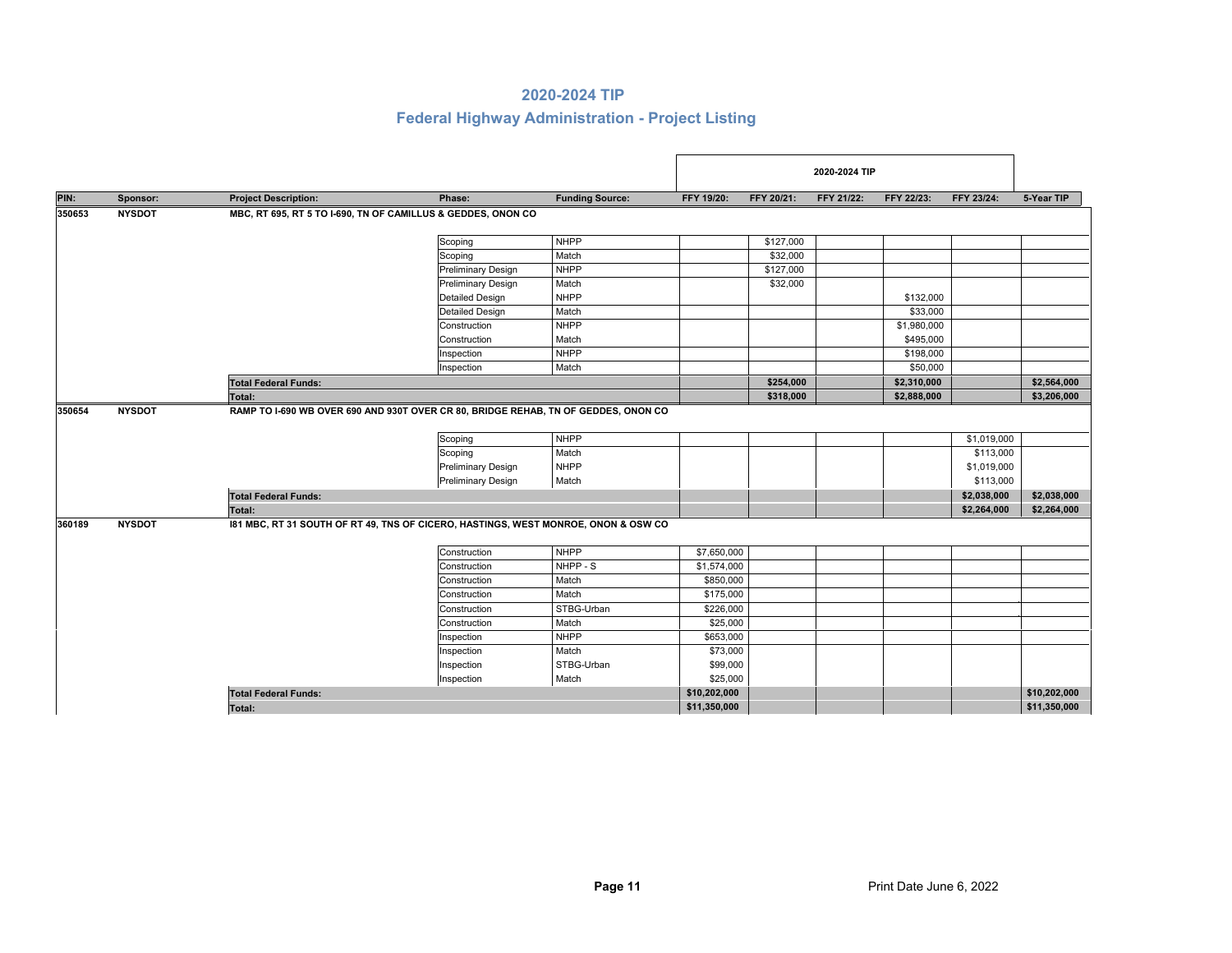# 2020-2024 TIP

## Federal Highway Administration - Project Listing

| PIN: | Sponsor: | Project Description: | Phase: | Funding Source: | FFY 19/20: | FFY 20/21: | FFY 21/22: | FFY 22/23: | FFY 23/24: | 5-Year TIP |
|---|---|---|---|---|---|---|---|---|---|---|
| | | | | | 2020-2024 TIP | | | | | |
| 350653 | NYSDOT | MBC, RT 695, RT 5 TO I-690, TN OF CAMILLUS & GEDDES, ONON CO | | | | | | | | |
| | | | Scoping | NHPP | | $127,000 | | | | |
| | | | Scoping | Match | | $32,000 | | | | |
| | | | Preliminary Design | NHPP | | $127,000 | | | | |
| | | | Preliminary Design | Match | | $32,000 | | | | |
| | | | Detailed Design | NHPP | | | | $132,000 | | |
| | | | Detailed Design | Match | | | | $33,000 | | |
| | | | Construction | NHPP | | | | $1,980,000 | | |
| | | | Construction | Match | | | | $495,000 | | |
| | | | Inspection | NHPP | | | | $198,000 | | |
| | | | Inspection | Match | | | | $50,000 | | |
| | | **Total Federal Funds:** | | | | **$254,000** | | **$2,310,000** | | **$2,564,000** |
| | | **Total:** | | | | **$318,000** | | **$2,888,000** | | **$3,206,000** |
| 350654 | NYSDOT | RAMP TO I-690 WB OVER 690 AND 930T OVER CR 80, BRIDGE REHAB, TN OF GEDDES, ONON CO | | | | | | | | |
| | | | Scoping | NHPP | | | | | $1,019,000 | |
| | | | Scoping | Match | | | | | $113,000 | |
| | | | Preliminary Design | NHPP | | | | | $1,019,000 | |
| | | | Preliminary Design | Match | | | | | $113,000 | |
| | | **Total Federal Funds:** | | | | | | | **$2,038,000** | **$2,038,000** |
| | | **Total:** | | | | | | | **$2,264,000** | **$2,264,000** |
| 360189 | NYSDOT | I81 MBC, RT 31 SOUTH OF RT 49, TNS OF CICERO, HASTINGS, WEST MONROE, ONON & OSW CO | | | | | | | | |
| | | | Construction | NHPP | $7,650,000 | | | | | |
| | | | Construction | NHPP - S | $1,574,000 | | | | | |
| | | | Construction | Match | $850,000 | | | | | |
| | | | Construction | Match | $175,000 | | | | | |
| | | | Construction | STBG-Urban | $226,000 | | | | | |
| | | | Construction | Match | $25,000 | | | | | |
| | | | Inspection | NHPP | $653,000 | | | | | |
| | | | Inspection | Match | $73,000 | | | | | |
| | | | Inspection | STBG-Urban | $99,000 | | | | | |
| | | | Inspection | Match | $25,000 | | | | | |
| | | **Total Federal Funds:** | | | **$10,202,000** | | | | | **$10,202,000** |
| | | **Total:** | | | **$11,350,000** | | | | | **$11,350,000** |

Print Date June 6, 2022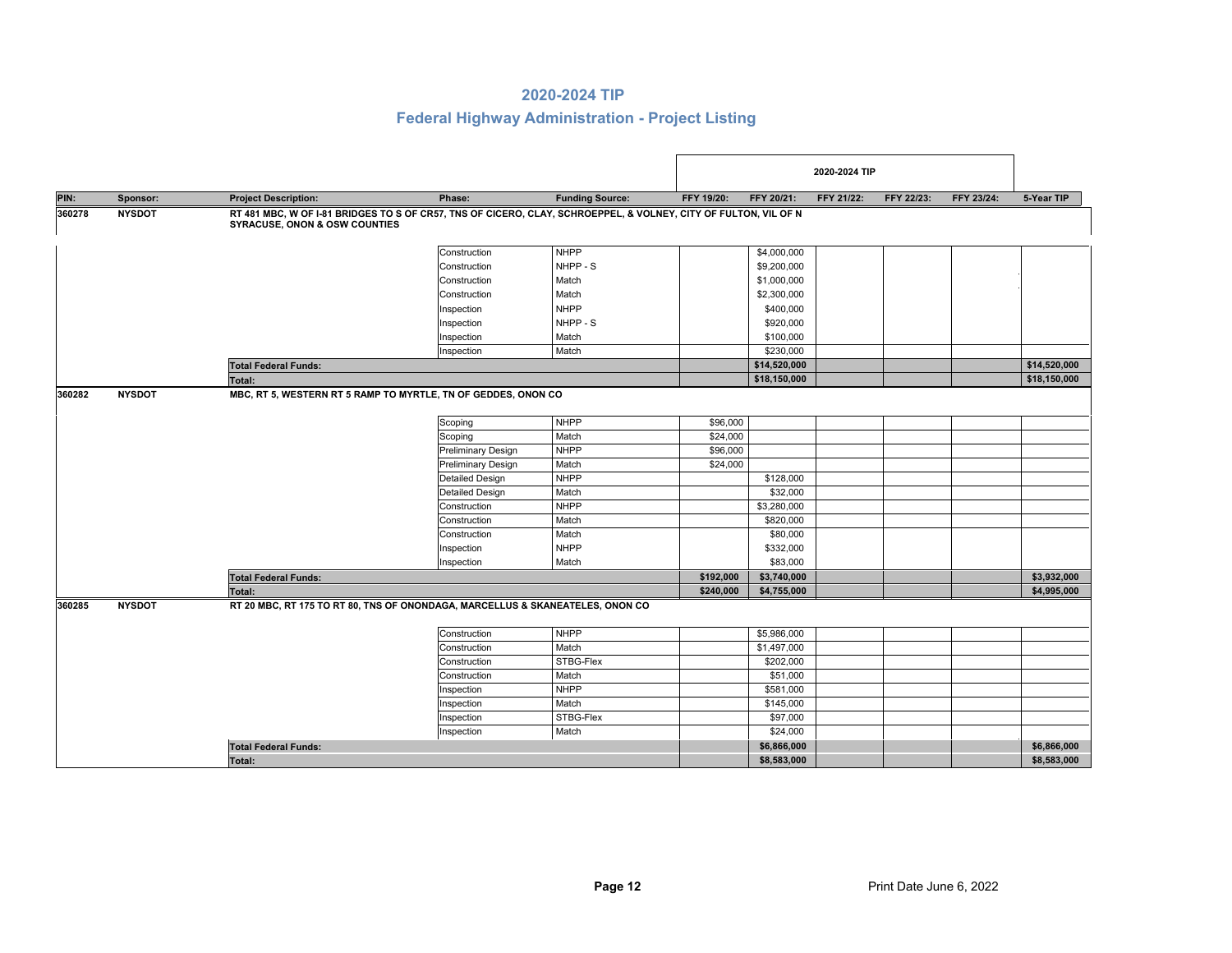# 2020-2024 TIP

## Federal Highway Administration - Project Listing

| PIN: | Sponsor: | Project Description: | Phase: | Funding Source: | FFY 19/20: | FFY 20/21: | FFY 21/22: | FFY 22/23: | FFY 23/24: | 5-Year TIP |
|---|---|---|---|---|---|---|---|---|---|---|
| | | | | | 2020-2024 TIP | | | | | |
| **360278** | **NYSDOT** | **RT 481 MBC, W OF I-81 BRIDGES TO S OF CR57, TNS OF CICERO, CLAY, SCHROEPPEL, & VOLNEY, CITY OF FULTON, VIL OF N SYRACUSE, ONON & OSW COUNTIES** | | | | | | | | |
| | | | Construction | NHPP | | $4,000,000 | | | | |
| | | | Construction | NHPP - S | | $9,200,000 | | | | |
| | | | Construction | Match | | $1,000,000 | | | | |
| | | | Construction | Match | | $2,300,000 | | | | |
| | | | Inspection | NHPP | | $400,000 | | | | |
| | | | Inspection | NHPP - S | | $920,000 | | | | |
| | | | Inspection | Match | | $100,000 | | | | |
| | | | Inspection | Match | | $230,000 | | | | |
| | | **Total Federal Funds:** | | | | **$14,520,000** | | | | **$14,520,000** |
| | | **Total:** | | | | **$18,150,000** | | | | **$18,150,000** |
| **360282** | **NYSDOT** | **MBC, RT 5, WESTERN RT 5 RAMP TO MYRTLE, TN OF GEDDES, ONON CO** | | | | | | | | |
| | | | Scoping | NHPP | $96,000 | | | | | |
| | | | Scoping | Match | $24,000 | | | | | |
| | | | Preliminary Design | NHPP | $96,000 | | | | | |
| | | | Preliminary Design | Match | $24,000 | | | | | |
| | | | Detailed Design | NHPP | | $128,000 | | | | |
| | | | Detailed Design | Match | | $32,000 | | | | |
| | | | Construction | NHPP | | $3,280,000 | | | | |
| | | | Construction | Match | | $820,000 | | | | |
| | | | Construction | Match | | $80,000 | | | | |
| | | | Inspection | NHPP | | $332,000 | | | | |
| | | | Inspection | Match | | $83,000 | | | | |
| | | **Total Federal Funds:** | | | **$192,000** | **$3,740,000** | | | | **$3,932,000** |
| | | **Total:** | | | **$240,000** | **$4,755,000** | | | | **$4,995,000** |
| **360285** | **NYSDOT** | **RT 20 MBC, RT 175 TO RT 80, TNS OF ONONDAGA, MARCELLUS & SKANEATELES, ONON CO** | | | | | | | | |
| | | | Construction | NHPP | | $5,986,000 | | | | |
| | | | Construction | Match | | $1,497,000 | | | | |
| | | | Construction | STBG-Flex | | $202,000 | | | | |
| | | | Construction | Match | | $51,000 | | | | |
| | | | Inspection | NHPP | | $581,000 | | | | |
| | | | Inspection | Match | | $145,000 | | | | |
| | | | Inspection | STBG-Flex | | $97,000 | | | | |
| | | | Inspection | Match | | $24,000 | | | | |
| | | **Total Federal Funds:** | | | | **$6,866,000** | | | | **$6,866,000** |
| | | **Total:** | | | | **$8,583,000** | | | | **$8,583,000** |

Print Date June 6, 2022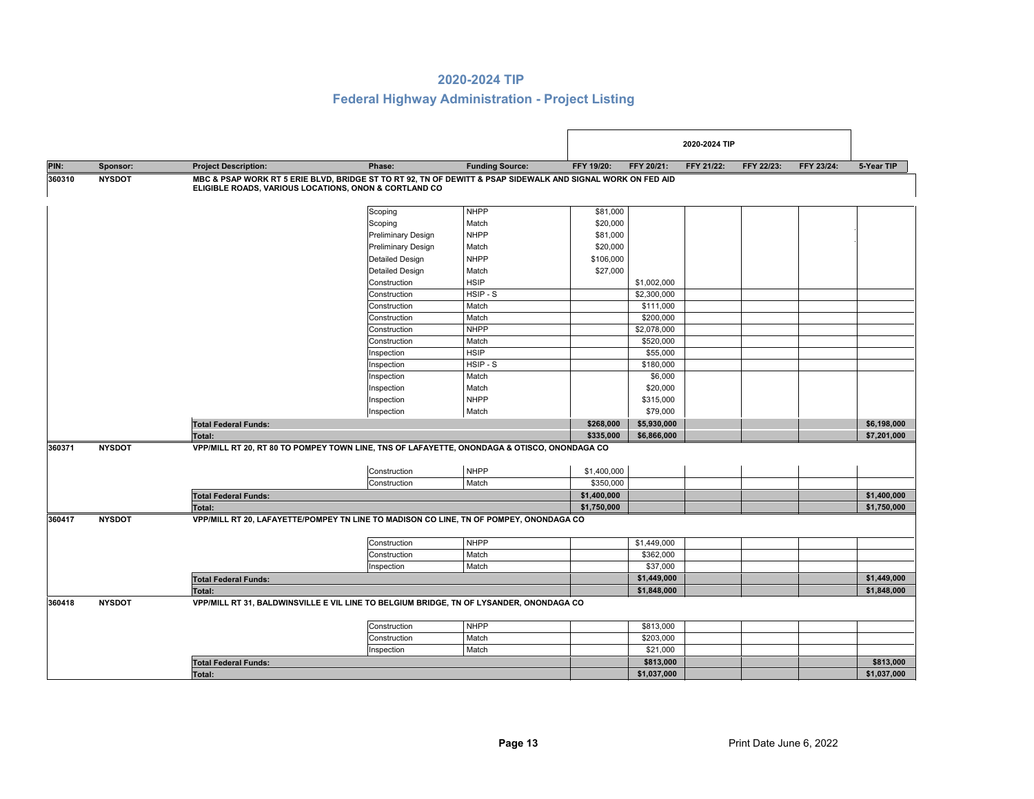# 2020-2024 TIP

## Federal Highway Administration - Project Listing

| PIN: | Sponsor: | Project Description: | Phase: | Funding Source: | FFY 19/20: | FFY 20/21: | FFY 21/22: | FFY 22/23: | FFY 23/24: | 5-Year TIP |
|---|---|---|---|---|---|---|---|---|---|---|
| 360310 | NYSDOT | MBC & PSAP WORK RT 5 ERIE BLVD, BRIDGE ST TO RT 92, TN OF DEWITT & PSAP SIDEWALK AND SIGNAL WORK ON FED AID ELIGIBLE ROADS, VARIOUS LOCATIONS, ONON & CORTLAND CO | | | | | | | | |
| | | | Scoping | NHPP | $81,000 | | | | | |
| | | | Scoping | Match | $20,000 | | | | | |
| | | | Preliminary Design | NHPP | $81,000 | | | | | |
| | | | Preliminary Design | Match | $20,000 | | | | | |
| | | | Detailed Design | NHPP | $106,000 | | | | | |
| | | | Detailed Design | Match | $27,000 | | | | | |
| | | | Construction | HSIP | | $1,002,000 | | | | |
| | | | Construction | HSIP - S | | $2,300,000 | | | | |
| | | | Construction | Match | | $111,000 | | | | |
| | | | Construction | Match | | $200,000 | | | | |
| | | | Construction | NHPP | | $2,078,000 | | | | |
| | | | Construction | Match | | $520,000 | | | | |
| | | | Inspection | HSIP | | $55,000 | | | | |
| | | | Inspection | HSIP - S | | $180,000 | | | | |
| | | | Inspection | Match | | $6,000 | | | | |
| | | | Inspection | Match | | $20,000 | | | | |
| | | | Inspection | NHPP | | $315,000 | | | | |
| | | | Inspection | Match | | $79,000 | | | | |
| | | **Total Federal Funds:** | | | **$268,000** | **$5,930,000** | | | | **$6,198,000** |
| | | **Total:** | | | **$335,000** | **$6,866,000** | | | | **$7,201,000** |
| 360371 | NYSDOT | VPP/MILL RT 20, RT 80 TO POMPEY TOWN LINE, TNS OF LAFAYETTE, ONONDAGA & OTISCO, ONONDAGA CO | | | | | | | | |
| | | | Construction | NHPP | $1,400,000 | | | | | |
| | | | Construction | Match | $350,000 | | | | | |
| | | **Total Federal Funds:** | | | **$1,400,000** | | | | | **$1,400,000** |
| | | **Total:** | | | **$1,750,000** | | | | | **$1,750,000** |
| 360417 | NYSDOT | VPP/MILL RT 20, LAFAYETTE/POMPEY TN LINE TO MADISON CO LINE, TN OF POMPEY, ONONDAGA CO | | | | | | | | |
| | | | Construction | NHPP | | $1,449,000 | | | | |
| | | | Construction | Match | | $362,000 | | | | |
| | | | Inspection | Match | | $37,000 | | | | |
| | | **Total Federal Funds:** | | | | **$1,449,000** | | | | **$1,449,000** |
| | | **Total:** | | | | **$1,848,000** | | | | **$1,848,000** |
| 360418 | NYSDOT | VPP/MILL RT 31, BALDWINSVILLE E VIL LINE TO BELGIUM BRIDGE, TN OF LYSANDER, ONONDAGA CO | | | | | | | | |
| | | | Construction | NHPP | | $813,000 | | | | |
| | | | Construction | Match | | $203,000 | | | | |
| | | | Inspection | Match | | $21,000 | | | | |
| | | **Total Federal Funds:** | | | | **$813,000** | | | | **$813,000** |
| | | **Total:** | | | | **$1,037,000** | | | | **$1,037,000** |

Print Date June 6, 2022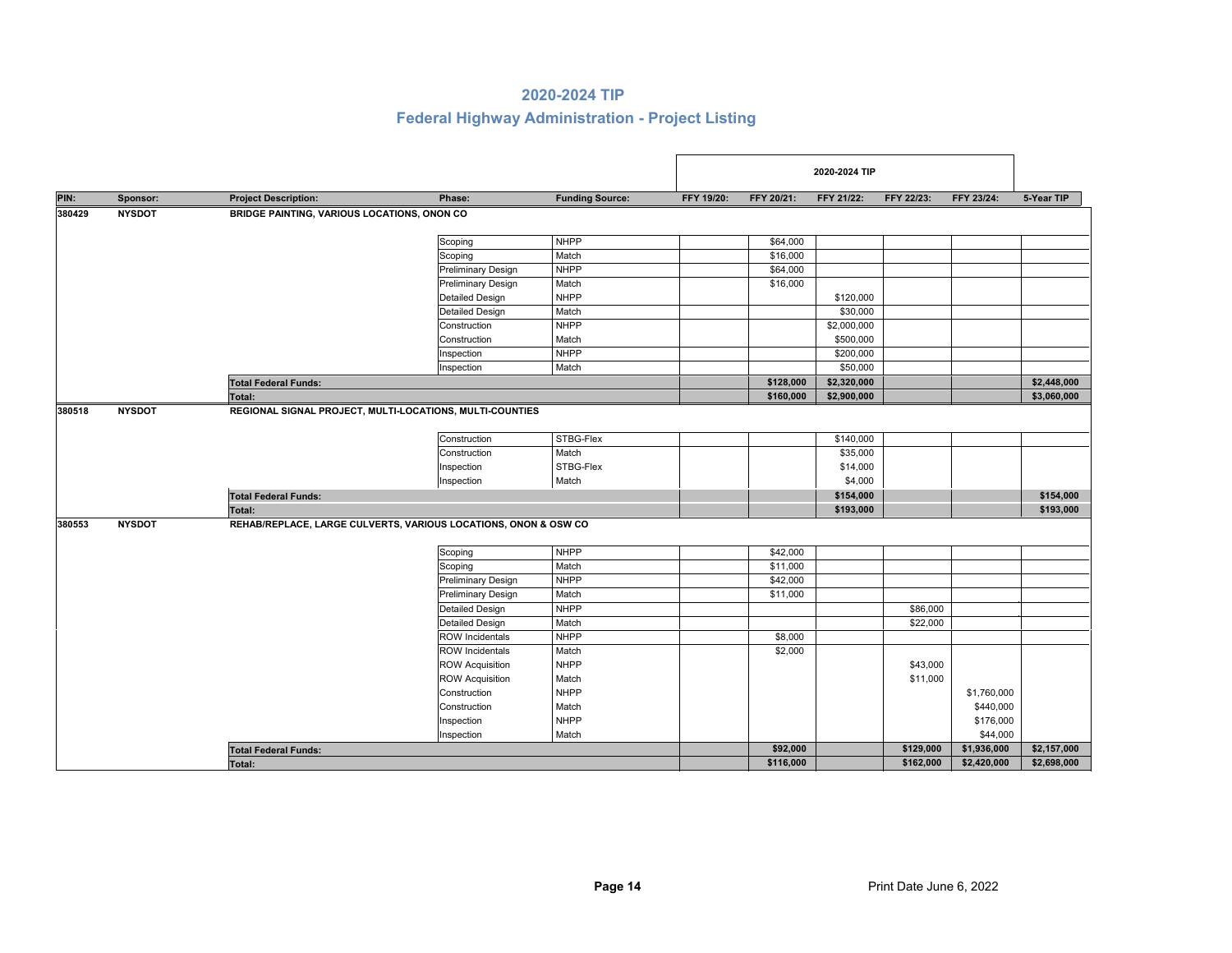# 2020-2024 TIP

## Federal Highway Administration - Project Listing

| PIN: | Sponsor: | Project Description: | Phase: | Funding Source: | FFY 19/20: | FFY 20/21: | FFY 21/22: | FFY 22/23: | FFY 23/24: | 5-Year TIP |
|---|---|---|---|---|---|---|---|---|---|---|
| | | | | | 2020-2024 TIP | | | | | |
| **380429** | **NYSDOT** | **BRIDGE PAINTING, VARIOUS LOCATIONS, ONON CO** | | | | | | | | |
| | | | Scoping | NHPP | | $64,000 | | | | |
| | | | Scoping | Match | | $16,000 | | | | |
| | | | Preliminary Design | NHPP | | $64,000 | | | | |
| | | | Preliminary Design | Match | | $16,000 | | | | |
| | | | Detailed Design | NHPP | | | $120,000 | | | |
| | | | Detailed Design | Match | | | $30,000 | | | |
| | | | Construction | NHPP | | | $2,000,000 | | | |
| | | | Construction | Match | | | $500,000 | | | |
| | | | Inspection | NHPP | | | $200,000 | | | |
| | | | Inspection | Match | | | $50,000 | | | |
| | | **Total Federal Funds:** | | | | **$128,000** | **$2,320,000** | | | **$2,448,000** |
| | | **Total:** | | | | **$160,000** | **$2,900,000** | | | **$3,060,000** |
| **380518** | **NYSDOT** | **REGIONAL SIGNAL PROJECT, MULTI-LOCATIONS, MULTI-COUNTIES** | | | | | | | | |
| | | | Construction | STBG-Flex | | | $140,000 | | | |
| | | | Construction | Match | | | $35,000 | | | |
| | | | Inspection | STBG-Flex | | | $14,000 | | | |
| | | | Inspection | Match | | | $4,000 | | | |
| | | **Total Federal Funds:** | | | | | **$154,000** | | | **$154,000** |
| | | **Total:** | | | | | **$193,000** | | | **$193,000** |
| **380553** | **NYSDOT** | **REHAB/REPLACE, LARGE CULVERTS, VARIOUS LOCATIONS, ONON & OSW CO** | | | | | | | | |
| | | | Scoping | NHPP | | $42,000 | | | | |
| | | | Scoping | Match | | $11,000 | | | | |
| | | | Preliminary Design | NHPP | | $42,000 | | | | |
| | | | Preliminary Design | Match | | $11,000 | | | | |
| | | | Detailed Design | NHPP | | | | $86,000 | | |
| | | | Detailed Design | Match | | | | $22,000 | | |
| | | | ROW Incidentals | NHPP | | $8,000 | | | | |
| | | | ROW Incidentals | Match | | $2,000 | | | | |
| | | | ROW Acquisition | NHPP | | | | $43,000 | | |
| | | | ROW Acquisition | Match | | | | $11,000 | | |
| | | | Construction | NHPP | | | | | $1,760,000 | |
| | | | Construction | Match | | | | | $440,000 | |
| | | | Inspection | NHPP | | | | | $176,000 | |
| | | | Inspection | Match | | | | | $44,000 | |
| | | **Total Federal Funds:** | | | | **$92,000** | | **$129,000** | **$1,936,000** | **$2,157,000** |
| | | **Total:** | | | | **$116,000** | | **$162,000** | **$2,420,000** | **$2,698,000** |

Print Date June 6, 2022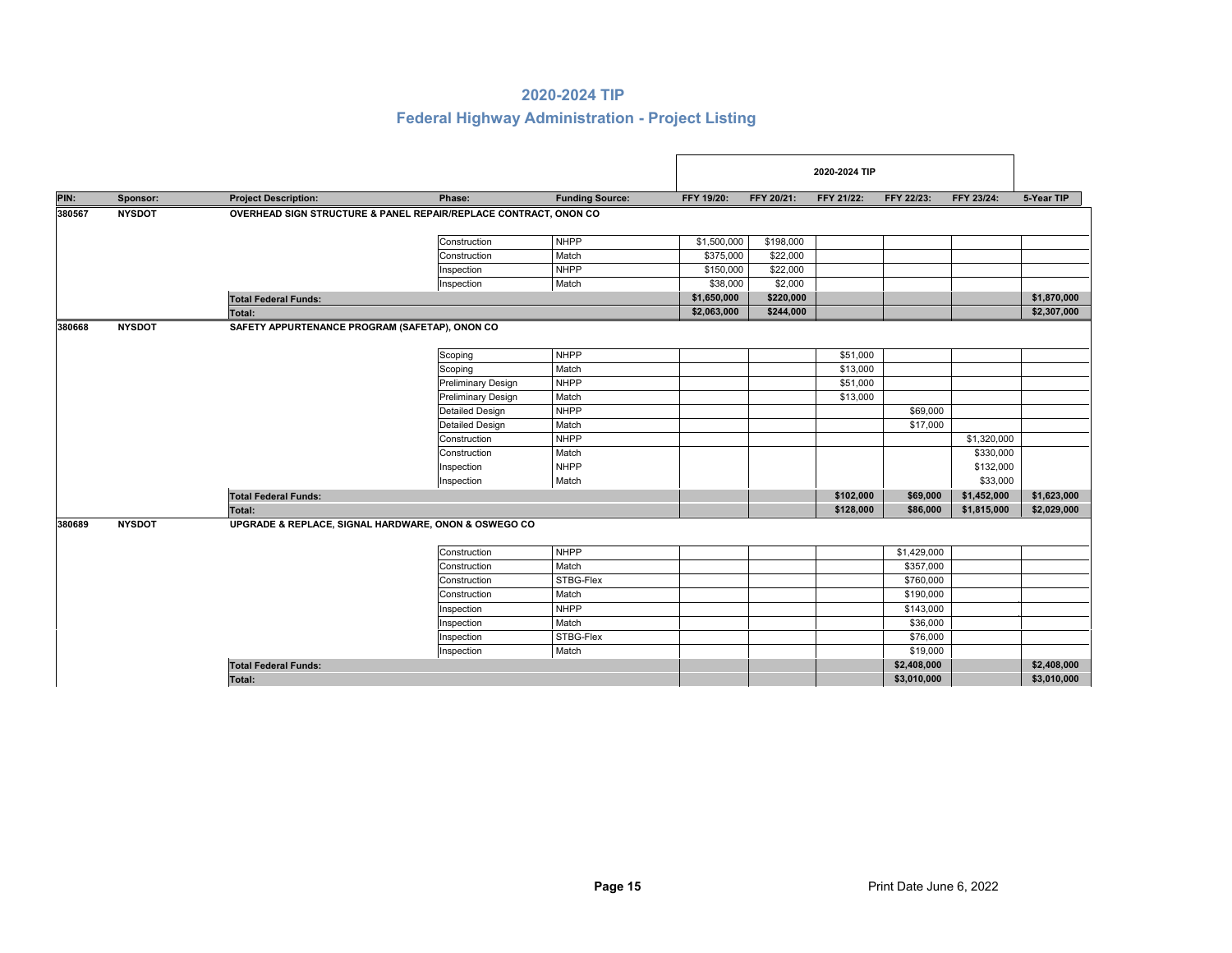# 2020-2024 TIP

## Federal Highway Administration - Project Listing

| PIN: | Sponsor: | Project Description: | Phase: | Funding Source: | FFY 19/20: | FFY 20/21: | FFY 21/22: | FFY 22/23: | FFY 23/24: | 5-Year TIP |
|---|---|---|---|---|---|---|---|---|---|---|
| | | | | | 2020-2024 TIP | | | | | |
| **380567** | **NYSDOT** | **OVERHEAD SIGN STRUCTURE & PANEL REPAIR/REPLACE CONTRACT, ONON CO** | | | | | | | | |
| | | | Construction | NHPP | $1,500,000 | $198,000 | | | | |
| | | | Construction | Match | $375,000 | $22,000 | | | | |
| | | | Inspection | NHPP | $150,000 | $22,000 | | | | |
| | | | Inspection | Match | $38,000 | $2,000 | | | | |
| | | **Total Federal Funds:** | | | **$1,650,000** | **$220,000** | | | | **$1,870,000** |
| | | **Total:** | | | **$2,063,000** | **$244,000** | | | | **$2,307,000** |
| **380668** | **NYSDOT** | **SAFETY APPURTENANCE PROGRAM (SAFETAP), ONON CO** | | | | | | | | |
| | | | Scoping | NHPP | | | $51,000 | | | |
| | | | Scoping | Match | | | $13,000 | | | |
| | | | Preliminary Design | NHPP | | | $51,000 | | | |
| | | | Preliminary Design | Match | | | $13,000 | | | |
| | | | Detailed Design | NHPP | | | | $69,000 | | |
| | | | Detailed Design | Match | | | | $17,000 | | |
| | | | Construction | NHPP | | | | | $1,320,000 | |
| | | | Construction | Match | | | | | $330,000 | |
| | | | Inspection | NHPP | | | | | $132,000 | |
| | | | Inspection | Match | | | | | $33,000 | |
| | | **Total Federal Funds:** | | | | | **$102,000** | **$69,000** | **$1,452,000** | **$1,623,000** |
| | | **Total:** | | | | | **$128,000** | **$86,000** | **$1,815,000** | **$2,029,000** |
| **380689** | **NYSDOT** | **UPGRADE & REPLACE, SIGNAL HARDWARE, ONON & OSWEGO CO** | | | | | | | | |
| | | | Construction | NHPP | | | | $1,429,000 | | |
| | | | Construction | Match | | | | $357,000 | | |
| | | | Construction | STBG-Flex | | | | $760,000 | | |
| | | | Construction | Match | | | | $190,000 | | |
| | | | Inspection | NHPP | | | | $143,000 | | |
| | | | Inspection | Match | | | | $36,000 | | |
| | | | Inspection | STBG-Flex | | | | $76,000 | | |
| | | | Inspection | Match | | | | $19,000 | | |
| | | **Total Federal Funds:** | | | | | | **$2,408,000** | | **$2,408,000** |
| | | **Total:** | | | | | | **$3,010,000** | | **$3,010,000** |

Print Date June 6, 2022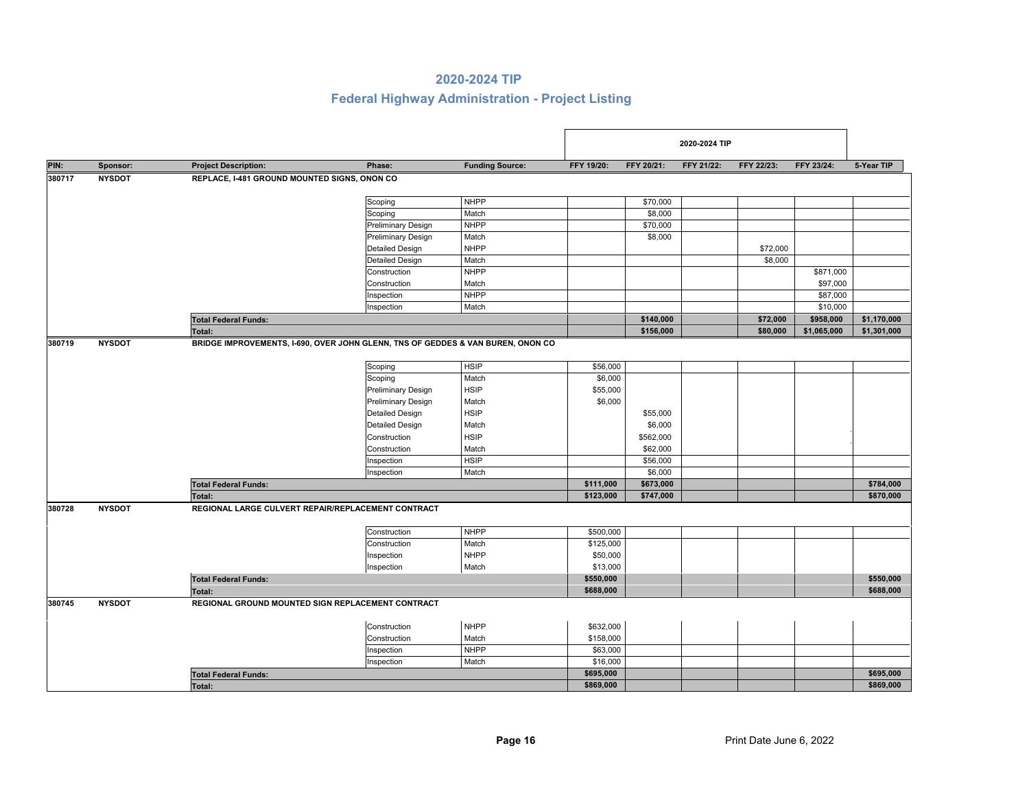# 2020-2024 TIP

## Federal Highway Administration - Project Listing

| PIN: | Sponsor: | Project Description: | Phase: | Funding Source: | FFY 19/20: | FFY 20/21: | FFY 21/22: | FFY 22/23: | FFY 23/24: | 5-Year TIP |
|---|---|---|---|---|---|---|---|---|---|---|
| | | | | | 2020-2024 TIP | | | | | |
| 380717 | NYSDOT | REPLACE, I-481 GROUND MOUNTED SIGNS, ONON CO | | | | | | | | |
| | | | Scoping | NHPP | | $70,000 | | | | |
| | | | Scoping | Match | | $8,000 | | | | |
| | | | Preliminary Design | NHPP | | $70,000 | | | | |
| | | | Preliminary Design | Match | | $8,000 | | | | |
| | | | Detailed Design | NHPP | | | | $72,000 | | |
| | | | Detailed Design | Match | | | | $8,000 | | |
| | | | Construction | NHPP | | | | | $871,000 | |
| | | | Construction | Match | | | | | $97,000 | |
| | | | Inspection | NHPP | | | | | $87,000 | |
| | | | Inspection | Match | | | | | $10,000 | |
| | | **Total Federal Funds:** | | | | **$140,000** | | **$72,000** | **$958,000** | **$1,170,000** |
| | | **Total:** | | | | **$156,000** | | **$80,000** | **$1,065,000** | **$1,301,000** |
| 380719 | NYSDOT | BRIDGE IMPROVEMENTS, I-690, OVER JOHN GLENN, TNS OF GEDDES & VAN BUREN, ONON CO | | | | | | | | |
| | | | Scoping | HSIP | $56,000 | | | | | |
| | | | Scoping | Match | $6,000 | | | | | |
| | | | Preliminary Design | HSIP | $55,000 | | | | | |
| | | | Preliminary Design | Match | $6,000 | | | | | |
| | | | Detailed Design | HSIP | | $55,000 | | | | |
| | | | Detailed Design | Match | | $6,000 | | | | |
| | | | Construction | HSIP | | $562,000 | | | | |
| | | | Construction | Match | | $62,000 | | | | |
| | | | Inspection | HSIP | | $56,000 | | | | |
| | | | Inspection | Match | | $6,000 | | | | |
| | | **Total Federal Funds:** | | | **$111,000** | **$673,000** | | | | **$784,000** |
| | | **Total:** | | | **$123,000** | **$747,000** | | | | **$870,000** |
| 380728 | NYSDOT | REGIONAL LARGE CULVERT REPAIR/REPLACEMENT CONTRACT | | | | | | | | |
| | | | Construction | NHPP | $500,000 | | | | | |
| | | | Construction | Match | $125,000 | | | | | |
| | | | Inspection | NHPP | $50,000 | | | | | |
| | | | Inspection | Match | $13,000 | | | | | |
| | | **Total Federal Funds:** | | | **$550,000** | | | | | **$550,000** |
| | | **Total:** | | | **$688,000** | | | | | **$688,000** |
| 380745 | NYSDOT | REGIONAL GROUND MOUNTED SIGN REPLACEMENT CONTRACT | | | | | | | | |
| | | | Construction | NHPP | $632,000 | | | | | |
| | | | Construction | Match | $158,000 | | | | | |
| | | | Inspection | NHPP | $63,000 | | | | | |
| | | | Inspection | Match | $16,000 | | | | | |
| | | **Total Federal Funds:** | | | **$695,000** | | | | | **$695,000** |
| | | **Total:** | | | **$869,000** | | | | | **$869,000** |

Print Date June 6, 2022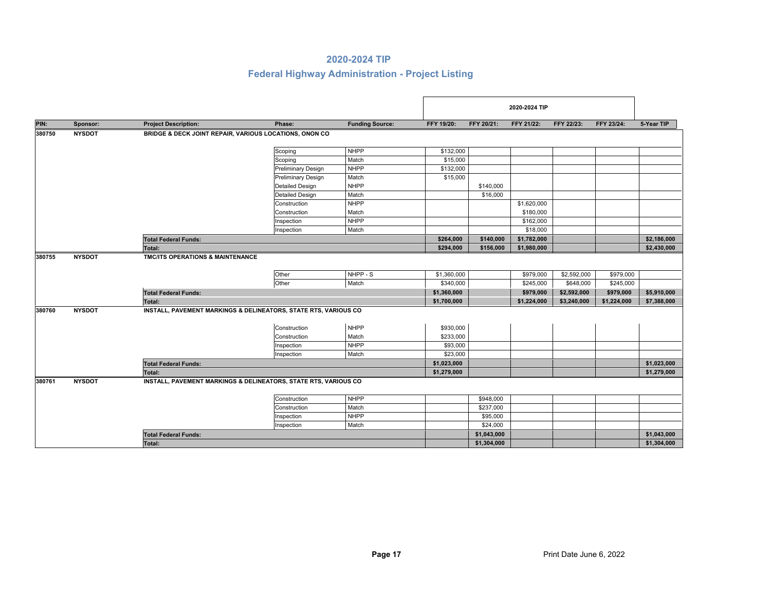# 2020-2024 TIP

## Federal Highway Administration - Project Listing

| PIN: | Sponsor: | Project Description: | Phase: | Funding Source: | FFY 19/20: | FFY 20/21: | FFY 21/22: | FFY 22/23: | FFY 23/24: | 5-Year TIP |
|---|---|---|---|---|---|---|---|---|---|---|
| | | | | | 2020-2024 TIP | | | | | |
| 380750 | NYSDOT | BRIDGE & DECK JOINT REPAIR, VARIOUS LOCATIONS, ONON CO | | | | | | | | |
| | | | Scoping | NHPP | $132,000 | | | | | |
| | | | Scoping | Match | $15,000 | | | | | |
| | | | Preliminary Design | NHPP | $132,000 | | | | | |
| | | | Preliminary Design | Match | $15,000 | | | | | |
| | | | Detailed Design | NHPP | | $140,000 | | | | |
| | | | Detailed Design | Match | | $16,000 | | | | |
| | | | Construction | NHPP | | | $1,620,000 | | | |
| | | | Construction | Match | | | $180,000 | | | |
| | | | Inspection | NHPP | | | $162,000 | | | |
| | | | Inspection | Match | | | $18,000 | | | |
| | | **Total Federal Funds:** | | | **$264,000** | **$140,000** | **$1,782,000** | | | **$2,186,000** |
| | | **Total:** | | | **$294,000** | **$156,000** | **$1,980,000** | | | **$2,430,000** |
| 380755 | NYSDOT | TMC/ITS OPERATIONS & MAINTENANCE | | | | | | | | |
| | | | Other | NHPP - S | $1,360,000 | | $979,000 | $2,592,000 | $979,000 | |
| | | | Other | Match | $340,000 | | $245,000 | $648,000 | $245,000 | |
| | | **Total Federal Funds:** | | | **$1,360,000** | | **$979,000** | **$2,592,000** | **$979,000** | **$5,910,000** |
| | | **Total:** | | | **$1,700,000** | | **$1,224,000** | **$3,240,000** | **$1,224,000** | **$7,388,000** |
| 380760 | NYSDOT | INSTALL, PAVEMENT MARKINGS & DELINEATORS, STATE RTS, VARIOUS CO | | | | | | | | |
| | | | Construction | NHPP | $930,000 | | | | | |
| | | | Construction | Match | $233,000 | | | | | |
| | | | Inspection | NHPP | $93,000 | | | | | |
| | | | Inspection | Match | $23,000 | | | | | |
| | | **Total Federal Funds:** | | | **$1,023,000** | | | | | **$1,023,000** |
| | | **Total:** | | | **$1,279,000** | | | | | **$1,279,000** |
| 380761 | NYSDOT | INSTALL, PAVEMENT MARKINGS & DELINEATORS, STATE RTS, VARIOUS CO | | | | | | | | |
| | | | Construction | NHPP | | $948,000 | | | | |
| | | | Construction | Match | | $237,000 | | | | |
| | | | Inspection | NHPP | | $95,000 | | | | |
| | | | Inspection | Match | | $24,000 | | | | |
| | | **Total Federal Funds:** | | | | **$1,043,000** | | | | **$1,043,000** |
| | | **Total:** | | | | **$1,304,000** | | | | **$1,304,000** |

Print Date June 6, 2022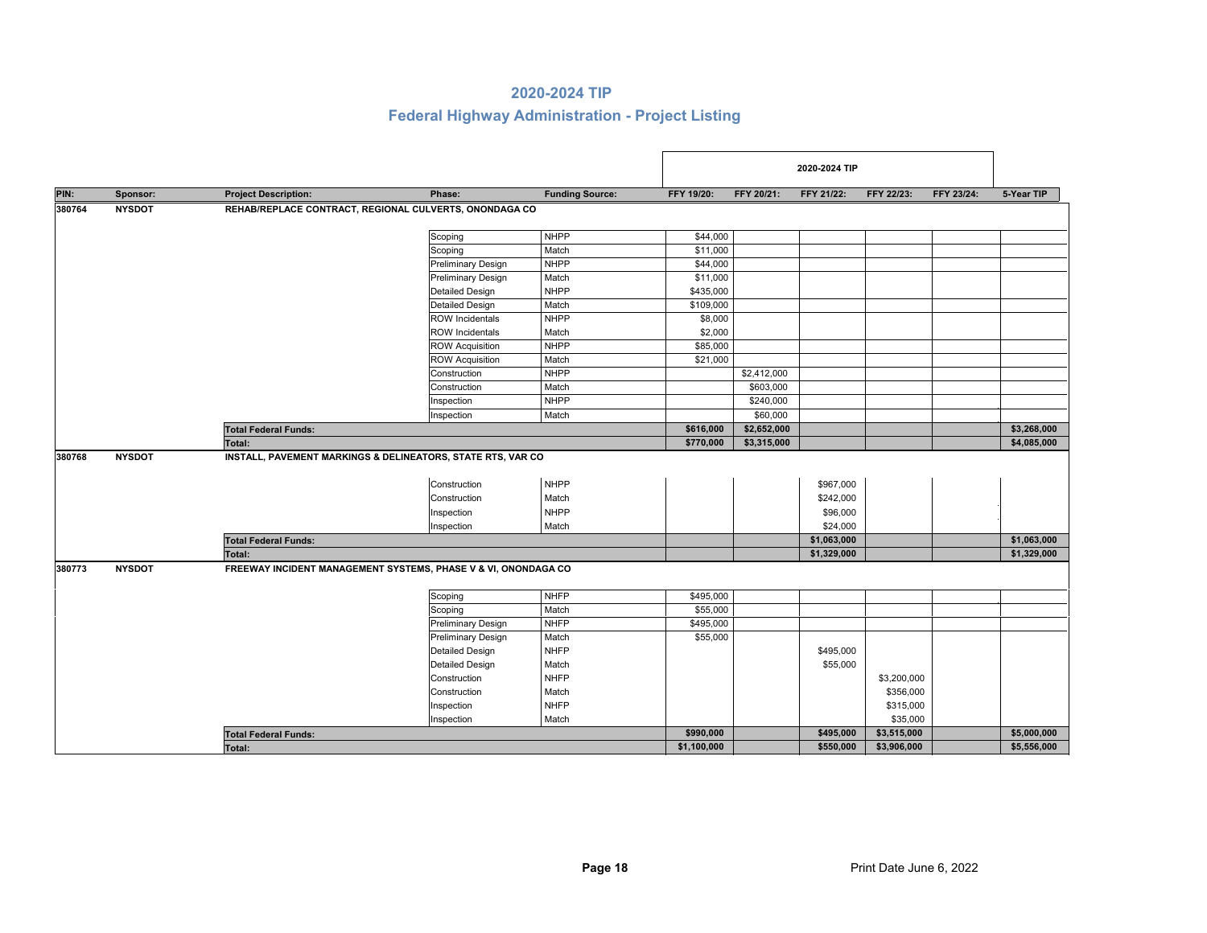# 2020-2024 TIP

## Federal Highway Administration - Project Listing

| PIN: | Sponsor: | Project Description: | Phase: | Funding Source: | FFY 19/20: | FFY 20/21: | FFY 21/22: | FFY 22/23: | FFY 23/24: | 5-Year TIP |
|---|---|---|---|---|---|---|---|---|---|---|
| | | | | | 2020-2024 TIP | | | | | |
| 380764 | NYSDOT | REHAB/REPLACE CONTRACT, REGIONAL CULVERTS, ONONDAGA CO | | | | | | | | |
| | | | Scoping | NHPP | $44,000 | | | | | |
| | | | Scoping | Match | $11,000 | | | | | |
| | | | Preliminary Design | NHPP | $44,000 | | | | | |
| | | | Preliminary Design | Match | $11,000 | | | | | |
| | | | Detailed Design | NHPP | $435,000 | | | | | |
| | | | Detailed Design | Match | $109,000 | | | | | |
| | | | ROW Incidentals | NHPP | $8,000 | | | | | |
| | | | ROW Incidentals | Match | $2,000 | | | | | |
| | | | ROW Acquisition | NHPP | $85,000 | | | | | |
| | | | ROW Acquisition | Match | $21,000 | | | | | |
| | | | Construction | NHPP | | $2,412,000 | | | | |
| | | | Construction | Match | | $603,000 | | | | |
| | | | Inspection | NHPP | | $240,000 | | | | |
| | | | Inspection | Match | | $60,000 | | | | |
| | | **Total Federal Funds:** | | | **$616,000** | **$2,652,000** | | | | **$3,268,000** |
| | | **Total:** | | | **$770,000** | **$3,315,000** | | | | **$4,085,000** |
| 380768 | NYSDOT | INSTALL, PAVEMENT MARKINGS & DELINEATORS, STATE RTS, VAR CO | | | | | | | | |
| | | | Construction | NHPP | | | $967,000 | | | |
| | | | Construction | Match | | | $242,000 | | | |
| | | | Inspection | NHPP | | | $96,000 | | | |
| | | | Inspection | Match | | | $24,000 | | | |
| | | **Total Federal Funds:** | | | | | **$1,063,000** | | | **$1,063,000** |
| | | **Total:** | | | | | **$1,329,000** | | | **$1,329,000** |
| 380773 | NYSDOT | FREEWAY INCIDENT MANAGEMENT SYSTEMS, PHASE V & VI, ONONDAGA CO | | | | | | | | |
| | | | Scoping | NHFP | $495,000 | | | | | |
| | | | Scoping | Match | $55,000 | | | | | |
| | | | Preliminary Design | NHFP | $495,000 | | | | | |
| | | | Preliminary Design | Match | $55,000 | | | | | |
| | | | Detailed Design | NHFP | | | $495,000 | | | |
| | | | Detailed Design | Match | | | $55,000 | | | |
| | | | Construction | NHFP | | | | $3,200,000 | | |
| | | | Construction | Match | | | | $356,000 | | |
| | | | Inspection | NHFP | | | | $315,000 | | |
| | | | Inspection | Match | | | | $35,000 | | |
| | | **Total Federal Funds:** | | | **$990,000** | | **$495,000** | **$3,515,000** | | **$5,000,000** |
| | | **Total:** | | | **$1,100,000** | | **$550,000** | **$3,906,000** | | **$5,556,000** |

Print Date June 6, 2022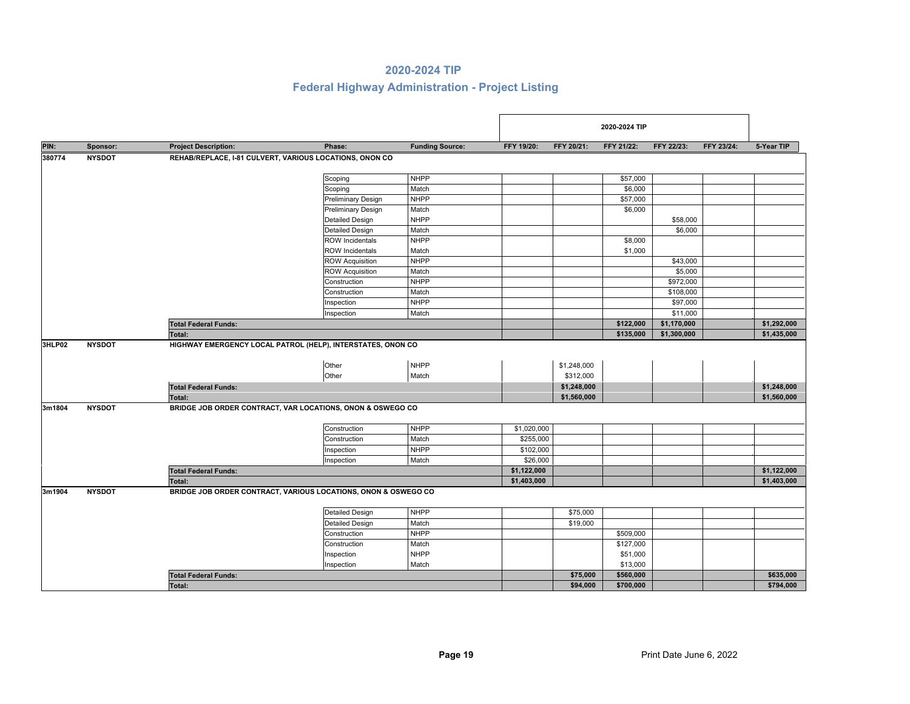# 2020-2024 TIP

## Federal Highway Administration - Project Listing

| PIN: | Sponsor: | Project Description: | Phase: | Funding Source: | FFY 19/20: | FFY 20/21: | FFY 21/22: | FFY 22/23: | FFY 23/24: | 5-Year TIP |
|---|---|---|---|---|---|---|---|---|---|---|
| | | | | | 2020-2024 TIP | | | | | |
| **380774** | **NYSDOT** | **REHAB/REPLACE, I-81 CULVERT, VARIOUS LOCATIONS, ONON CO** | | | | | | | | |
| | | | Scoping | NHPP | | | $57,000 | | | |
| | | | Scoping | Match | | | $6,000 | | | |
| | | | Preliminary Design | NHPP | | | $57,000 | | | |
| | | | Preliminary Design | Match | | | $6,000 | | | |
| | | | Detailed Design | NHPP | | | | $58,000 | | |
| | | | Detailed Design | Match | | | | $6,000 | | |
| | | | ROW Incidentals | NHPP | | | $8,000 | | | |
| | | | ROW Incidentals | Match | | | $1,000 | | | |
| | | | ROW Acquisition | NHPP | | | | $43,000 | | |
| | | | ROW Acquisition | Match | | | | $5,000 | | |
| | | | Construction | NHPP | | | | $972,000 | | |
| | | | Construction | Match | | | | $108,000 | | |
| | | | Inspection | NHPP | | | | $97,000 | | |
| | | | Inspection | Match | | | | $11,000 | | |
| | | **Total Federal Funds:** | | | | | **$122,000** | **$1,170,000** | | **$1,292,000** |
| | | **Total:** | | | | | **$135,000** | **$1,300,000** | | **$1,435,000** |
| **3HLP02** | **NYSDOT** | **HIGHWAY EMERGENCY LOCAL PATROL (HELP), INTERSTATES, ONON CO** | | | | | | | | |
| | | | Other | NHPP | | $1,248,000 | | | | |
| | | | Other | Match | | $312,000 | | | | |
| | | **Total Federal Funds:** | | | | **$1,248,000** | | | | **$1,248,000** |
| | | **Total:** | | | | **$1,560,000** | | | | **$1,560,000** |
| **3m1804** | **NYSDOT** | **BRIDGE JOB ORDER CONTRACT, VAR LOCATIONS, ONON & OSWEGO CO** | | | | | | | | |
| | | | Construction | NHPP | $1,020,000 | | | | | |
| | | | Construction | Match | $255,000 | | | | | |
| | | | Inspection | NHPP | $102,000 | | | | | |
| | | | Inspection | Match | $26,000 | | | | | |
| | | **Total Federal Funds:** | | | **$1,122,000** | | | | | **$1,122,000** |
| | | **Total:** | | | **$1,403,000** | | | | | **$1,403,000** |
| **3m1904** | **NYSDOT** | **BRIDGE JOB ORDER CONTRACT, VARIOUS LOCATIONS, ONON & OSWEGO CO** | | | | | | | | |
| | | | Detailed Design | NHPP | | $75,000 | | | | |
| | | | Detailed Design | Match | | $19,000 | | | | |
| | | | Construction | NHPP | | | $509,000 | | | |
| | | | Construction | Match | | | $127,000 | | | |
| | | | Inspection | NHPP | | | $51,000 | | | |
| | | | Inspection | Match | | | $13,000 | | | |
| | | **Total Federal Funds:** | | | | **$75,000** | **$560,000** | | | **$635,000** |
| | | **Total:** | | | | **$94,000** | **$700,000** | | | **$794,000** |

Print Date June 6, 2022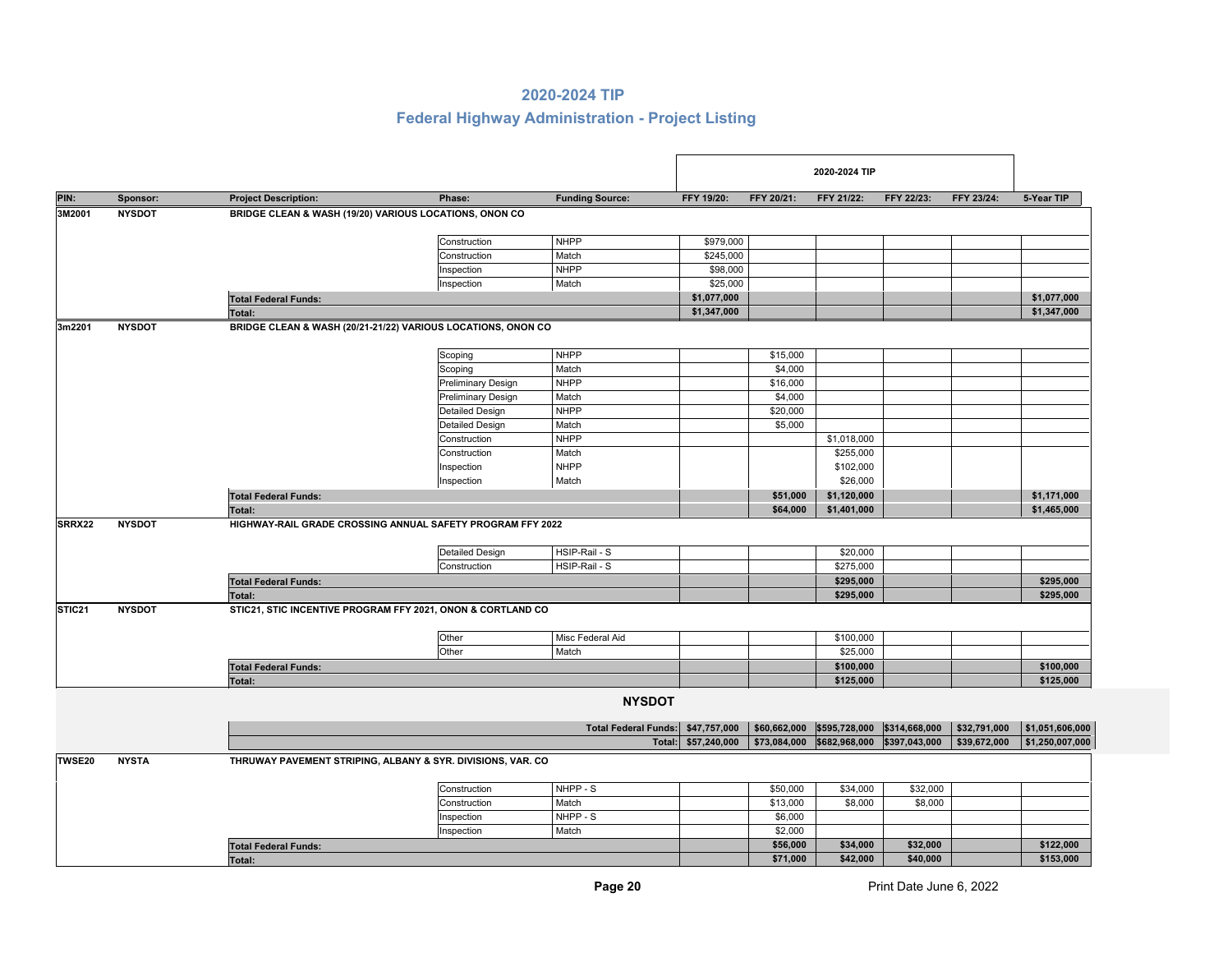# 2020-2024 TIP

## Federal Highway Administration - Project Listing

| PIN: | Sponsor: | Project Description: | Phase: | Funding Source: | FFY 19/20: | FFY 20/21: | FFY 21/22: | FFY 22/23: | FFY 23/24: | 5-Year TIP |
|---|---|---|---|---|---|---|---|---|---|---|
| | | | | | 2020-2024 TIP | | | | | |
| **3M2001** | **NYSDOT** | **BRIDGE CLEAN & WASH (19/20) VARIOUS LOCATIONS, ONON CO** | | | | | | | | |
| | | | Construction | NHPP | $979,000 | | | | | |
| | | | Construction | Match | $245,000 | | | | | |
| | | | Inspection | NHPP | $98,000 | | | | | |
| | | | Inspection | Match | $25,000 | | | | | |
| | | **Total Federal Funds:** | | | **$1,077,000** | | | | | **$1,077,000** |
| | | **Total:** | | | **$1,347,000** | | | | | **$1,347,000** |
| **3m2201** | **NYSDOT** | **BRIDGE CLEAN & WASH (20/21-21/22) VARIOUS LOCATIONS, ONON CO** | | | | | | | | |
| | | | Scoping | NHPP | | $15,000 | | | | |
| | | | Scoping | Match | | $4,000 | | | | |
| | | | Preliminary Design | NHPP | | $16,000 | | | | |
| | | | Preliminary Design | Match | | $4,000 | | | | |
| | | | Detailed Design | NHPP | | $20,000 | | | | |
| | | | Detailed Design | Match | | $5,000 | | | | |
| | | | Construction | NHPP | | | $1,018,000 | | | |
| | | | Construction | Match | | | $255,000 | | | |
| | | | Inspection | NHPP | | | $102,000 | | | |
| | | | Inspection | Match | | | $26,000 | | | |
| | | **Total Federal Funds:** | | | | **$51,000** | **$1,120,000** | | | **$1,171,000** |
| | | **Total:** | | | | **$64,000** | **$1,401,000** | | | **$1,465,000** |
| **SRRX22** | **NYSDOT** | **HIGHWAY-RAIL GRADE CROSSING ANNUAL SAFETY PROGRAM FFY 2022** | | | | | | | | |
| | | | Detailed Design | HSIP-Rail - S | | | $20,000 | | | |
| | | | Construction | HSIP-Rail - S | | | $275,000 | | | |
| | | **Total Federal Funds:** | | | | | **$295,000** | | | **$295,000** |
| | | **Total:** | | | | | **$295,000** | | | **$295,000** |
| **STIC21** | **NYSDOT** | **STIC21, STIC INCENTIVE PROGRAM FFY 2021, ONON & CORTLAND CO** | | | | | | | | |
| | | | Other | Misc Federal Aid | | | $100,000 | | | |
| | | | Other | Match | | | $25,000 | | | |
| | | **Total Federal Funds:** | | | | | **$100,000** | | | **$100,000** |
| | | **Total:** | | | | | **$125,000** | | | **$125,000** |
| | | | | **NYSDOT** | | | | | | |
| | | | | **Total Federal Funds:** | **$47,757,000** | **$60,662,000** | **$595,728,000** | **$314,668,000** | **$32,791,000** | **$1,051,606,000** |
| | | | | **Total:** | **$57,240,000** | **$73,084,000** | **$682,968,000** | **$397,043,000** | **$39,672,000** | **$1,250,007,000** |
| **TWSE20** | **NYSTA** | **THRUWAY PAVEMENT STRIPING, ALBANY & SYR. DIVISIONS, VAR. CO** | | | | | | | | |
| | | | Construction | NHPP - S | | $50,000 | $34,000 | $32,000 | | |
| | | | Construction | Match | | $13,000 | $8,000 | $8,000 | | |
| | | | Inspection | NHPP - S | | $6,000 | | | | |
| | | | Inspection | Match | | $2,000 | | | | |
| | | **Total Federal Funds:** | | | | **$56,000** | **$34,000** | **$32,000** | | **$122,000** |
| | | **Total:** | | | | **$71,000** | **$42,000** | **$40,000** | | **$153,000** |

Print Date June 6, 2022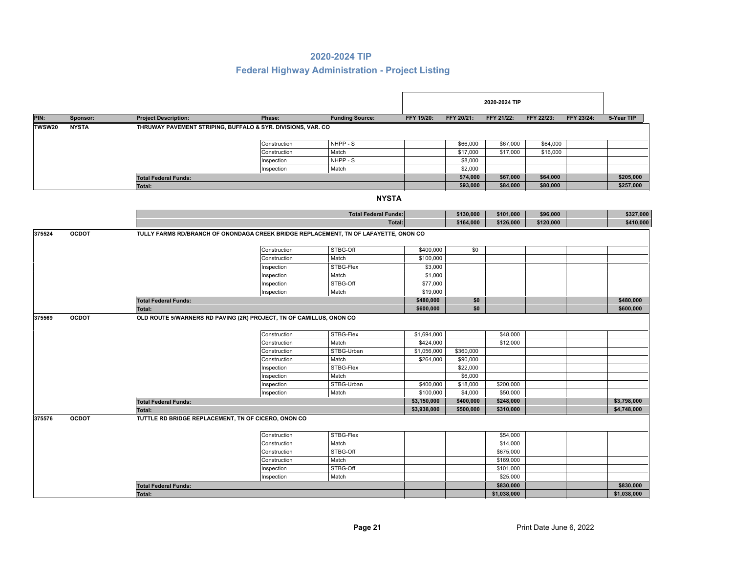# 2020-2024 TIP

## Federal Highway Administration - Project Listing

| PIN: | Sponsor: | Project Description: | Phase: | Funding Source: | FFY 19/20: | FFY 20/21: | FFY 21/22: | FFY 22/23: | FFY 23/24: | 5-Year TIP |
|---|---|---|---|---|---|---|---|---|---|---|
| TWSW20 | NYSTA | THRUWAY PAVEMENT STRIPING, BUFFALO & SYR. DIVISIONS, VAR. CO | | | | | | | | |
| | | | Construction | NHPP - S | | $66,000 | $67,000 | $64,000 | | |
| | | | Construction | Match | | $17,000 | $17,000 | $16,000 | | |
| | | | Inspection | NHPP - S | | $8,000 | | | | |
| | | | Inspection | Match | | $2,000 | | | | |
| | | **Total Federal Funds:** | | | | **$74,000** | **$67,000** | **$64,000** | | **$205,000** |
| | | **Total:** | | | | **$93,000** | **$84,000** | **$80,000** | | **$257,000** |

**NYSTA**

| | FFY 19/20: | FFY 20/21: | FFY 21/22: | FFY 22/23: | FFY 23/24: | 5-Year TIP |
|---|---|---|---|---|---|---|
| **Total Federal Funds:** | | **$130,000** | **$101,000** | **$96,000** | | **$327,000** |
| **Total:** | | **$164,000** | **$126,000** | **$120,000** | | **$410,000** |

| PIN: | Sponsor: | Project Description: | Phase: | Funding Source: | FFY 19/20: | FFY 20/21: | FFY 21/22: | FFY 22/23: | FFY 23/24: | 5-Year TIP |
|---|---|---|---|---|---|---|---|---|---|---|
| 375524 | OCDOT | TULLY FARMS RD/BRANCH OF ONONDAGA CREEK BRIDGE REPLACEMENT, TN OF LAFAYETTE, ONON CO | | | | | | | | |
| | | | Construction | STBG-Off | $400,000 | $0 | | | | |
| | | | Construction | Match | $100,000 | | | | | |
| | | | Inspection | STBG-Flex | $3,000 | | | | | |
| | | | Inspection | Match | $1,000 | | | | | |
| | | | Inspection | STBG-Off | $77,000 | | | | | |
| | | | Inspection | Match | $19,000 | | | | | |
| | | **Total Federal Funds:** | | | **$480,000** | **$0** | | | | **$480,000** |
| | | **Total:** | | | **$600,000** | **$0** | | | | **$600,000** |
| 375569 | OCDOT | OLD ROUTE 5/WARNERS RD PAVING (2R) PROJECT, TN OF CAMILLUS, ONON CO | | | | | | | | |
| | | | Construction | STBG-Flex | $1,694,000 | | $48,000 | | | |
| | | | Construction | Match | $424,000 | | $12,000 | | | |
| | | | Construction | STBG-Urban | $1,056,000 | $360,000 | | | | |
| | | | Construction | Match | $264,000 | $90,000 | | | | |
| | | | Inspection | STBG-Flex | | $22,000 | | | | |
| | | | Inspection | Match | | $6,000 | | | | |
| | | | Inspection | STBG-Urban | $400,000 | $18,000 | $200,000 | | | |
| | | | Inspection | Match | $100,000 | $4,000 | $50,000 | | | |
| | | **Total Federal Funds:** | | | **$3,150,000** | **$400,000** | **$248,000** | | | **$3,798,000** |
| | | **Total:** | | | **$3,938,000** | **$500,000** | **$310,000** | | | **$4,748,000** |
| 375576 | OCDOT | TUTTLE RD BRIDGE REPLACEMENT, TN OF CICERO, ONON CO | | | | | | | | |
| | | | Construction | STBG-Flex | | | $54,000 | | | |
| | | | Construction | Match | | | $14,000 | | | |
| | | | Construction | STBG-Off | | | $675,000 | | | |
| | | | Construction | Match | | | $169,000 | | | |
| | | | Inspection | STBG-Off | | | $101,000 | | | |
| | | | Inspection | Match | | | $25,000 | | | |
| | | **Total Federal Funds:** | | | | | **$830,000** | | | **$830,000** |
| | | **Total:** | | | | | **$1,038,000** | | | **$1,038,000** |

Print Date June 6, 2022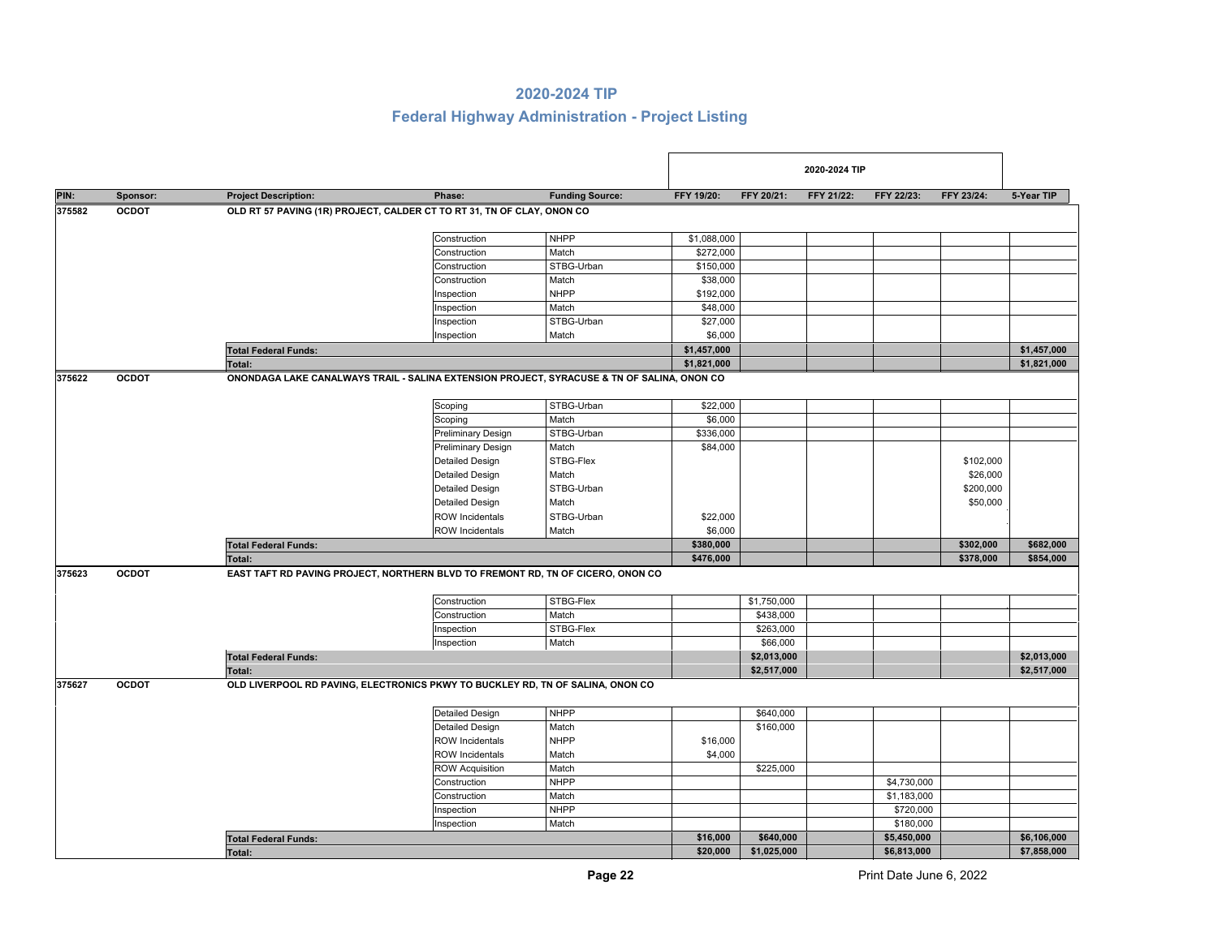# 2020-2024 TIP

## Federal Highway Administration - Project Listing

| PIN: | Sponsor: | Project Description: | Phase: | Funding Source: | FFY 19/20: | FFY 20/21: | FFY 21/22: | FFY 22/23: | FFY 23/24: | 5-Year TIP |
|---|---|---|---|---|---|---|---|---|---|---|
| | | | | | 2020-2024 TIP | | | | | |
| **375582** | **OCDOT** | **OLD RT 57 PAVING (1R) PROJECT, CALDER CT TO RT 31, TN OF CLAY, ONON CO** | | | | | | | | |
| | | | Construction | NHPP | $1,088,000 | | | | | |
| | | | Construction | Match | $272,000 | | | | | |
| | | | Construction | STBG-Urban | $150,000 | | | | | |
| | | | Construction | Match | $38,000 | | | | | |
| | | | Inspection | NHPP | $192,000 | | | | | |
| | | | Inspection | Match | $48,000 | | | | | |
| | | | Inspection | STBG-Urban | $27,000 | | | | | |
| | | | Inspection | Match | $6,000 | | | | | |
| | | **Total Federal Funds:** | | | **$1,457,000** | | | | | **$1,457,000** |
| | | **Total:** | | | **$1,821,000** | | | | | **$1,821,000** |
| **375622** | **OCDOT** | **ONONDAGA LAKE CANALWAYS TRAIL - SALINA EXTENSION PROJECT, SYRACUSE & TN OF SALINA, ONON CO** | | | | | | | | |
| | | | Scoping | STBG-Urban | $22,000 | | | | | |
| | | | Scoping | Match | $6,000 | | | | | |
| | | | Preliminary Design | STBG-Urban | $336,000 | | | | | |
| | | | Preliminary Design | Match | $84,000 | | | | | |
| | | | Detailed Design | STBG-Flex | | | | | $102,000 | |
| | | | Detailed Design | Match | | | | | $26,000 | |
| | | | Detailed Design | STBG-Urban | | | | | $200,000 | |
| | | | Detailed Design | Match | | | | | $50,000 | |
| | | | ROW Incidentals | STBG-Urban | $22,000 | | | | | |
| | | | ROW Incidentals | Match | $6,000 | | | | | |
| | | **Total Federal Funds:** | | | **$380,000** | | | | **$302,000** | **$682,000** |
| | | **Total:** | | | **$476,000** | | | | **$378,000** | **$854,000** |
| **375623** | **OCDOT** | **EAST TAFT RD PAVING PROJECT, NORTHERN BLVD TO FREMONT RD, TN OF CICERO, ONON CO** | | | | | | | | |
| | | | Construction | STBG-Flex | | $1,750,000 | | | | |
| | | | Construction | Match | | $438,000 | | | | |
| | | | Inspection | STBG-Flex | | $263,000 | | | | |
| | | | Inspection | Match | | $66,000 | | | | |
| | | **Total Federal Funds:** | | | | **$2,013,000** | | | | **$2,013,000** |
| | | **Total:** | | | | **$2,517,000** | | | | **$2,517,000** |
| **375627** | **OCDOT** | **OLD LIVERPOOL RD PAVING, ELECTRONICS PKWY TO BUCKLEY RD, TN OF SALINA, ONON CO** | | | | | | | | |
| | | | Detailed Design | NHPP | | $640,000 | | | | |
| | | | Detailed Design | Match | | $160,000 | | | | |
| | | | ROW Incidentals | NHPP | $16,000 | | | | | |
| | | | ROW Incidentals | Match | $4,000 | | | | | |
| | | | ROW Acquisition | Match | | $225,000 | | | | |
| | | | Construction | NHPP | | | | $4,730,000 | | |
| | | | Construction | Match | | | | $1,183,000 | | |
| | | | Inspection | NHPP | | | | $720,000 | | |
| | | | Inspection | Match | | | | $180,000 | | |
| | | **Total Federal Funds:** | | | **$16,000** | **$640,000** | | **$5,450,000** | | **$6,106,000** |
| | | **Total:** | | | **$20,000** | **$1,025,000** | | **$6,813,000** | | **$7,858,000** |

Print Date June 6, 2022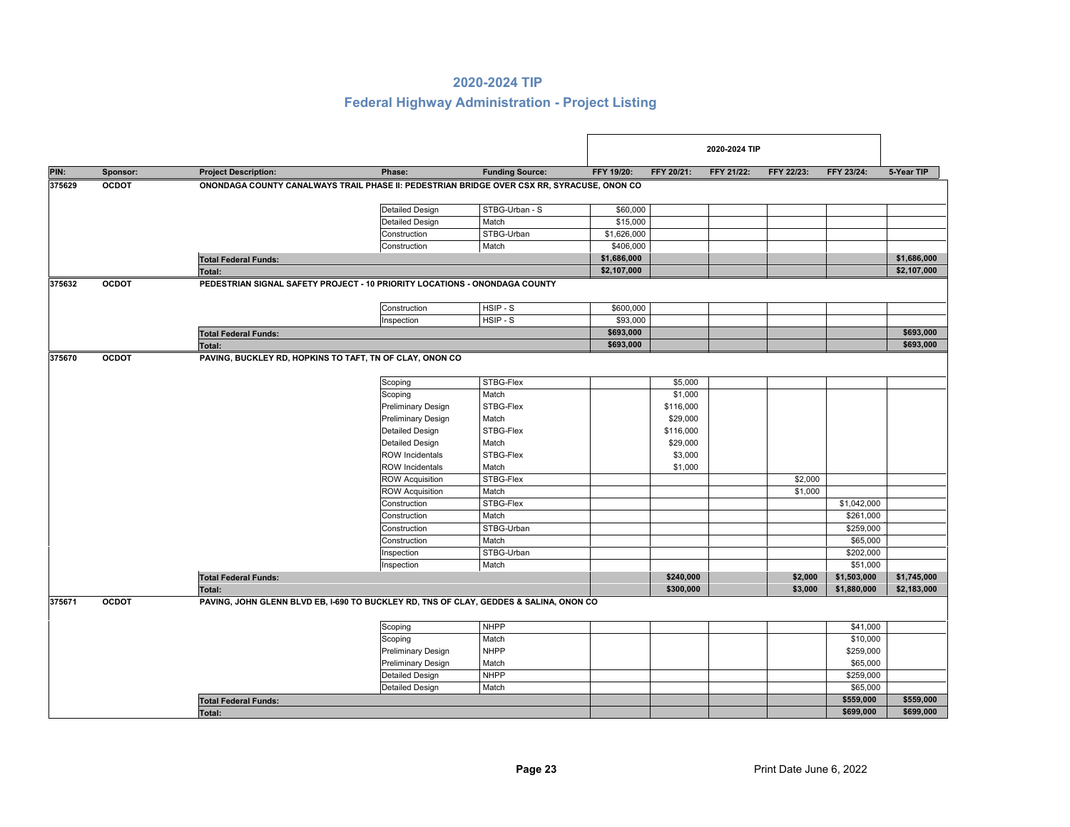# 2020-2024 TIP

## Federal Highway Administration - Project Listing

| PIN: | Sponsor: | Project Description: | Phase: | Funding Source: | FFY 19/20: | FFY 20/21: | FFY 21/22: | FFY 22/23: | FFY 23/24: | 5-Year TIP |
|---|---|---|---|---|---|---|---|---|---|---|
| | | | | | 2020-2024 TIP | | | | | |
| 375629 | OCDOT | ONONDAGA COUNTY CANALWAYS TRAIL PHASE II: PEDESTRIAN BRIDGE OVER CSX RR, SYRACUSE, ONON CO | | | | | | | | |
| | | | Detailed Design | STBG-Urban - S | $60,000 | | | | | |
| | | | Detailed Design | Match | $15,000 | | | | | |
| | | | Construction | STBG-Urban | $1,626,000 | | | | | |
| | | | Construction | Match | $406,000 | | | | | |
| | | **Total Federal Funds:** | | | **$1,686,000** | | | | | **$1,686,000** |
| | | **Total:** | | | **$2,107,000** | | | | | **$2,107,000** |
| 375632 | OCDOT | PEDESTRIAN SIGNAL SAFETY PROJECT - 10 PRIORITY LOCATIONS - ONONDAGA COUNTY | | | | | | | | |
| | | | Construction | HSIP - S | $600,000 | | | | | |
| | | | Inspection | HSIP - S | $93,000 | | | | | |
| | | **Total Federal Funds:** | | | **$693,000** | | | | | **$693,000** |
| | | **Total:** | | | **$693,000** | | | | | **$693,000** |
| 375670 | OCDOT | PAVING, BUCKLEY RD, HOPKINS TO TAFT, TN OF CLAY, ONON CO | | | | | | | | |
| | | | Scoping | STBG-Flex | | $5,000 | | | | |
| | | | Scoping | Match | | $1,000 | | | | |
| | | | Preliminary Design | STBG-Flex | | $116,000 | | | | |
| | | | Preliminary Design | Match | | $29,000 | | | | |
| | | | Detailed Design | STBG-Flex | | $116,000 | | | | |
| | | | Detailed Design | Match | | $29,000 | | | | |
| | | | ROW Incidentals | STBG-Flex | | $3,000 | | | | |
| | | | ROW Incidentals | Match | | $1,000 | | | | |
| | | | ROW Acquisition | STBG-Flex | | | | $2,000 | | |
| | | | ROW Acquisition | Match | | | | $1,000 | | |
| | | | Construction | STBG-Flex | | | | | $1,042,000 | |
| | | | Construction | Match | | | | | $261,000 | |
| | | | Construction | STBG-Urban | | | | | $259,000 | |
| | | | Construction | Match | | | | | $65,000 | |
| | | | Inspection | STBG-Urban | | | | | $202,000 | |
| | | | Inspection | Match | | | | | $51,000 | |
| | | **Total Federal Funds:** | | | | **$240,000** | | **$2,000** | **$1,503,000** | **$1,745,000** |
| | | **Total:** | | | | **$300,000** | | **$3,000** | **$1,880,000** | **$2,183,000** |
| 375671 | OCDOT | PAVING, JOHN GLENN BLVD EB, I-690 TO BUCKLEY RD, TNS OF CLAY, GEDDES & SALINA, ONON CO | | | | | | | | |
| | | | Scoping | NHPP | | | | | $41,000 | |
| | | | Scoping | Match | | | | | $10,000 | |
| | | | Preliminary Design | NHPP | | | | | $259,000 | |
| | | | Preliminary Design | Match | | | | | $65,000 | |
| | | | Detailed Design | NHPP | | | | | $259,000 | |
| | | | Detailed Design | Match | | | | | $65,000 | |
| | | **Total Federal Funds:** | | | | | | | **$559,000** | **$559,000** |
| | | **Total:** | | | | | | | **$699,000** | **$699,000** |

Print Date June 6, 2022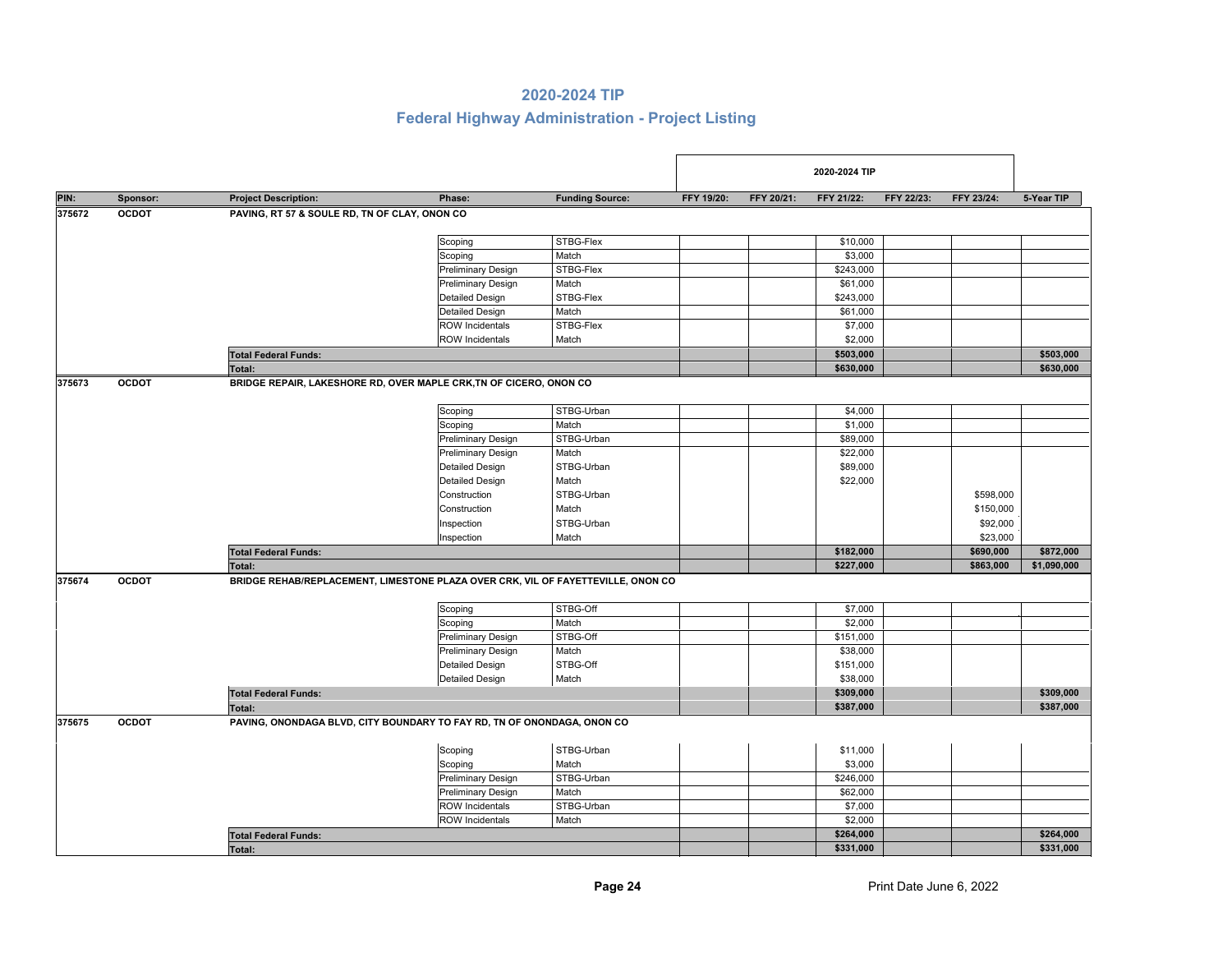## 2020-2024 TIP

## Federal Highway Administration - Project Listing

| PIN: | Sponsor: | Project Description: | Phase: | Funding Source: | FFY 19/20: | FFY 20/21: | FFY 21/22: | FFY 22/23: | FFY 23/24: | 5-Year TIP |
|---|---|---|---|---|---|---|---|---|---|---|
| 375672 | OCDOT | PAVING, RT 57 & SOULE RD, TN OF CLAY, ONON CO | | | | | | | | |
| | | | Scoping | STBG-Flex | | | $10,000 | | | |
| | | | Scoping | Match | | | $3,000 | | | |
| | | | Preliminary Design | STBG-Flex | | | $243,000 | | | |
| | | | Preliminary Design | Match | | | $61,000 | | | |
| | | | Detailed Design | STBG-Flex | | | $243,000 | | | |
| | | | Detailed Design | Match | | | $61,000 | | | |
| | | | ROW Incidentals | STBG-Flex | | | $7,000 | | | |
| | | | ROW Incidentals | Match | | | $2,000 | | | |
| | | **Total Federal Funds:** | | | | | **$503,000** | | | **$503,000** |
| | | **Total:** | | | | | **$630,000** | | | **$630,000** |
| 375673 | OCDOT | BRIDGE REPAIR, LAKESHORE RD, OVER MAPLE CRK,TN OF CICERO, ONON CO | | | | | | | | |
| | | | Scoping | STBG-Urban | | | $4,000 | | | |
| | | | Scoping | Match | | | $1,000 | | | |
| | | | Preliminary Design | STBG-Urban | | | $89,000 | | | |
| | | | Preliminary Design | Match | | | $22,000 | | | |
| | | | Detailed Design | STBG-Urban | | | $89,000 | | | |
| | | | Detailed Design | Match | | | $22,000 | | | |
| | | | Construction | STBG-Urban | | | | | $598,000 | |
| | | | Construction | Match | | | | | $150,000 | |
| | | | Inspection | STBG-Urban | | | | | $92,000 | |
| | | | Inspection | Match | | | | | $23,000 | |
| | | **Total Federal Funds:** | | | | | **$182,000** | | **$690,000** | **$872,000** |
| | | **Total:** | | | | | **$227,000** | | **$863,000** | **$1,090,000** |
| 375674 | OCDOT | BRIDGE REHAB/REPLACEMENT, LIMESTONE PLAZA OVER CRK, VIL OF FAYETTEVILLE, ONON CO | | | | | | | | |
| | | | Scoping | STBG-Off | | | $7,000 | | | |
| | | | Scoping | Match | | | $2,000 | | | |
| | | | Preliminary Design | STBG-Off | | | $151,000 | | | |
| | | | Preliminary Design | Match | | | $38,000 | | | |
| | | | Detailed Design | STBG-Off | | | $151,000 | | | |
| | | | Detailed Design | Match | | | $38,000 | | | |
| | | **Total Federal Funds:** | | | | | **$309,000** | | | **$309,000** |
| | | **Total:** | | | | | **$387,000** | | | **$387,000** |
| 375675 | OCDOT | PAVING, ONONDAGA BLVD, CITY BOUNDARY TO FAY RD, TN OF ONONDAGA, ONON CO | | | | | | | | |
| | | | Scoping | STBG-Urban | | | $11,000 | | | |
| | | | Scoping | Match | | | $3,000 | | | |
| | | | Preliminary Design | STBG-Urban | | | $246,000 | | | |
| | | | Preliminary Design | Match | | | $62,000 | | | |
| | | | ROW Incidentals | STBG-Urban | | | $7,000 | | | |
| | | | ROW Incidentals | Match | | | $2,000 | | | |
| | | **Total Federal Funds:** | | | | | **$264,000** | | | **$264,000** |
| | | **Total:** | | | | | **$331,000** | | | **$331,000** |

Print Date June 6, 2022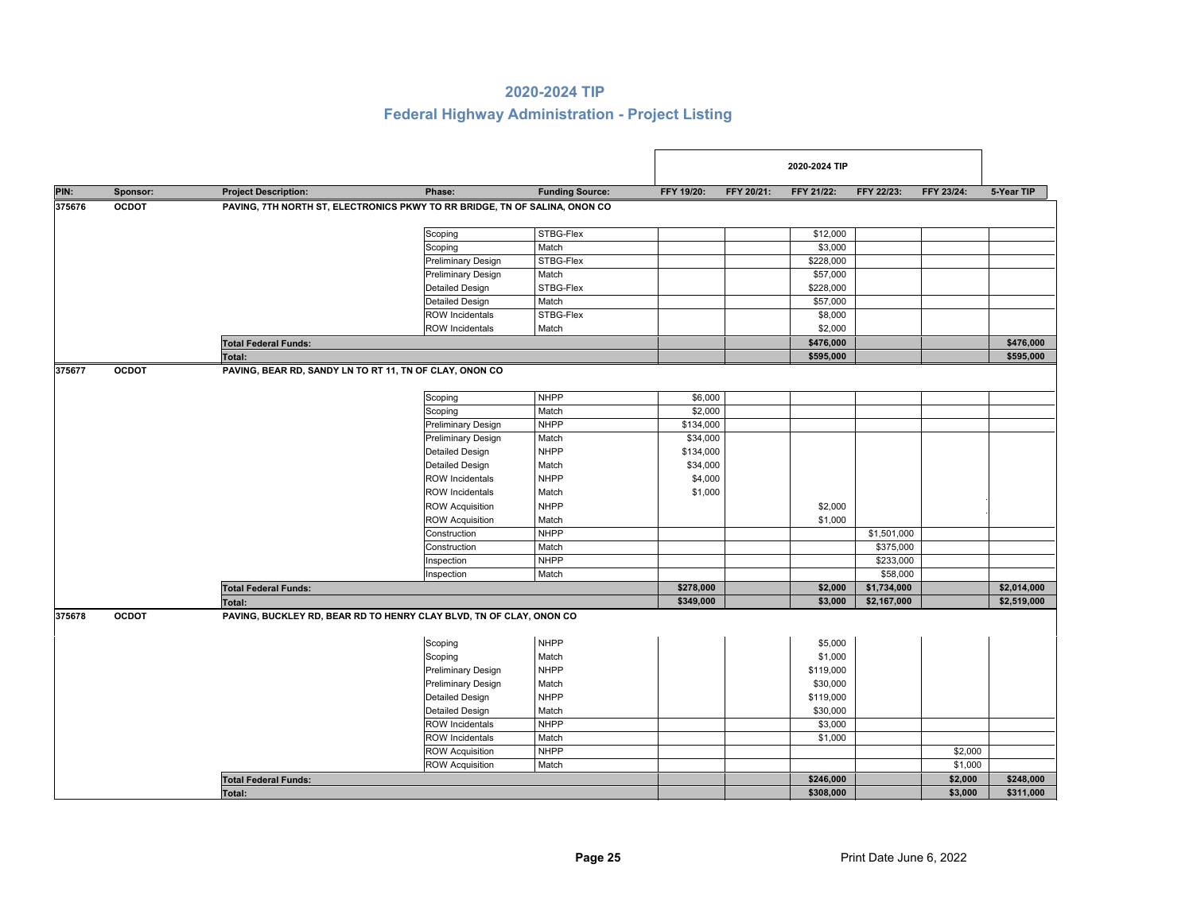# 2020-2024 TIP

## Federal Highway Administration - Project Listing

| PIN: | Sponsor: | Project Description: | Phase: | Funding Source: | FFY 19/20: | FFY 20/21: | FFY 21/22: | FFY 22/23: | FFY 23/24: | 5-Year TIP |
|---|---|---|---|---|---|---|---|---|---|---|
| | | | | | 2020-2024 TIP | | | | | |
| 375676 | OCDOT | PAVING, 7TH NORTH ST, ELECTRONICS PKWY TO RR BRIDGE, TN OF SALINA, ONON CO | | | | | | | | |
| | | | Scoping | STBG-Flex | | | $12,000 | | | |
| | | | Scoping | Match | | | $3,000 | | | |
| | | | Preliminary Design | STBG-Flex | | | $228,000 | | | |
| | | | Preliminary Design | Match | | | $57,000 | | | |
| | | | Detailed Design | STBG-Flex | | | $228,000 | | | |
| | | | Detailed Design | Match | | | $57,000 | | | |
| | | | ROW Incidentals | STBG-Flex | | | $8,000 | | | |
| | | | ROW Incidentals | Match | | | $2,000 | | | |
| | | **Total Federal Funds:** | | | | | **$476,000** | | | **$476,000** |
| | | **Total:** | | | | | **$595,000** | | | **$595,000** |
| 375677 | OCDOT | PAVING, BEAR RD, SANDY LN TO RT 11, TN OF CLAY, ONON CO | | | | | | | | |
| | | | Scoping | NHPP | $6,000 | | | | | |
| | | | Scoping | Match | $2,000 | | | | | |
| | | | Preliminary Design | NHPP | $134,000 | | | | | |
| | | | Preliminary Design | Match | $34,000 | | | | | |
| | | | Detailed Design | NHPP | $134,000 | | | | | |
| | | | Detailed Design | Match | $34,000 | | | | | |
| | | | ROW Incidentals | NHPP | $4,000 | | | | | |
| | | | ROW Incidentals | Match | $1,000 | | | | | |
| | | | ROW Acquisition | NHPP | | | $2,000 | | | |
| | | | ROW Acquisition | Match | | | $1,000 | | | |
| | | | Construction | NHPP | | | | $1,501,000 | | |
| | | | Construction | Match | | | | $375,000 | | |
| | | | Inspection | NHPP | | | | $233,000 | | |
| | | | Inspection | Match | | | | $58,000 | | |
| | | **Total Federal Funds:** | | | **$278,000** | | **$2,000** | **$1,734,000** | | **$2,014,000** |
| | | **Total:** | | | **$349,000** | | **$3,000** | **$2,167,000** | | **$2,519,000** |
| 375678 | OCDOT | PAVING, BUCKLEY RD, BEAR RD TO HENRY CLAY BLVD, TN OF CLAY, ONON CO | | | | | | | | |
| | | | Scoping | NHPP | | | $5,000 | | | |
| | | | Scoping | Match | | | $1,000 | | | |
| | | | Preliminary Design | NHPP | | | $119,000 | | | |
| | | | Preliminary Design | Match | | | $30,000 | | | |
| | | | Detailed Design | NHPP | | | $119,000 | | | |
| | | | Detailed Design | Match | | | $30,000 | | | |
| | | | ROW Incidentals | NHPP | | | $3,000 | | | |
| | | | ROW Incidentals | Match | | | $1,000 | | | |
| | | | ROW Acquisition | NHPP | | | | | $2,000 | |
| | | | ROW Acquisition | Match | | | | | $1,000 | |
| | | **Total Federal Funds:** | | | | | **$246,000** | | **$2,000** | **$248,000** |
| | | **Total:** | | | | | **$308,000** | | **$3,000** | **$311,000** |

Print Date June 6, 2022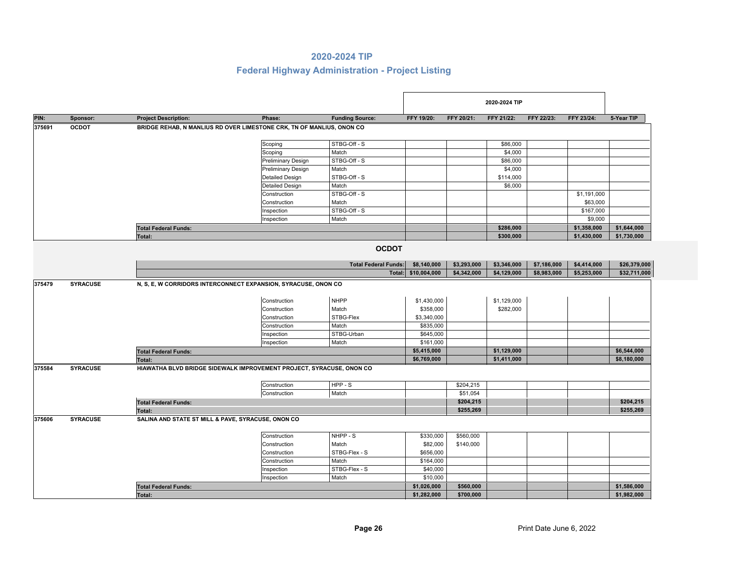## 2020-2024 TIP

## Federal Highway Administration - Project Listing

| PIN: | Sponsor: | Project Description: | Phase: | Funding Source: | FFY 19/20: | FFY 20/21: | FFY 21/22: | FFY 22/23: | FFY 23/24: | 5-Year TIP |
|---|---|---|---|---|---|---|---|---|---|---|
| | | | | | 2020-2024 TIP | | | | | |
| 375691 | OCDOT | BRIDGE REHAB, N MANLIUS RD OVER LIMESTONE CRK, TN OF MANLIUS, ONON CO | | | | | | | | |
| | | | Scoping | STBG-Off - S | | | $86,000 | | | |
| | | | Scoping | Match | | | $4,000 | | | |
| | | | Preliminary Design | STBG-Off - S | | | $86,000 | | | |
| | | | Preliminary Design | Match | | | $4,000 | | | |
| | | | Detailed Design | STBG-Off - S | | | $114,000 | | | |
| | | | Detailed Design | Match | | | $6,000 | | | |
| | | | Construction | STBG-Off - S | | | | | $1,191,000 | |
| | | | Construction | Match | | | | | $63,000 | |
| | | | Inspection | STBG-Off - S | | | | | $167,000 | |
| | | | Inspection | Match | | | | | $9,000 | |
| | | Total Federal Funds: | | | | | $286,000 | | $1,358,000 | $1,644,000 |
| | | Total: | | | | | $300,000 | | $1,430,000 | $1,730,000 |
| | | **OCDOT** | | | | | | | | |
| | | | | Total Federal Funds: | $8,140,000 | $3,293,000 | $3,346,000 | $7,186,000 | $4,414,000 | $26,379,000 |
| | | | | Total: | $10,004,000 | $4,342,000 | $4,129,000 | $8,983,000 | $5,253,000 | $32,711,000 |
| 375479 | SYRACUSE | N, S, E, W CORRIDORS INTERCONNECT EXPANSION, SYRACUSE, ONON CO | | | | | | | | |
| | | | Construction | NHPP | $1,430,000 | | $1,129,000 | | | |
| | | | Construction | Match | $358,000 | | $282,000 | | | |
| | | | Construction | STBG-Flex | $3,340,000 | | | | | |
| | | | Construction | Match | $835,000 | | | | | |
| | | | Inspection | STBG-Urban | $645,000 | | | | | |
| | | | Inspection | Match | $161,000 | | | | | |
| | | Total Federal Funds: | | | $5,415,000 | | $1,129,000 | | | $6,544,000 |
| | | Total: | | | $6,769,000 | | $1,411,000 | | | $8,180,000 |
| 375584 | SYRACUSE | HIAWATHA BLVD BRIDGE SIDEWALK IMPROVEMENT PROJECT, SYRACUSE, ONON CO | | | | | | | | |
| | | | Construction | HPP - S | | $204,215 | | | | |
| | | | Construction | Match | | $51,054 | | | | |
| | | Total Federal Funds: | | | | $204,215 | | | | $204,215 |
| | | Total: | | | | $255,269 | | | | $255,269 |
| 375606 | SYRACUSE | SALINA AND STATE ST MILL & PAVE, SYRACUSE, ONON CO | | | | | | | | |
| | | | Construction | NHPP - S | $330,000 | $560,000 | | | | |
| | | | Construction | Match | $82,000 | $140,000 | | | | |
| | | | Construction | STBG-Flex - S | $656,000 | | | | | |
| | | | Construction | Match | $164,000 | | | | | |
| | | | Inspection | STBG-Flex - S | $40,000 | | | | | |
| | | | Inspection | Match | $10,000 | | | | | |
| | | Total Federal Funds: | | | $1,026,000 | $560,000 | | | | $1,586,000 |
| | | Total: | | | $1,282,000 | $700,000 | | | | $1,982,000 |

Print Date June 6, 2022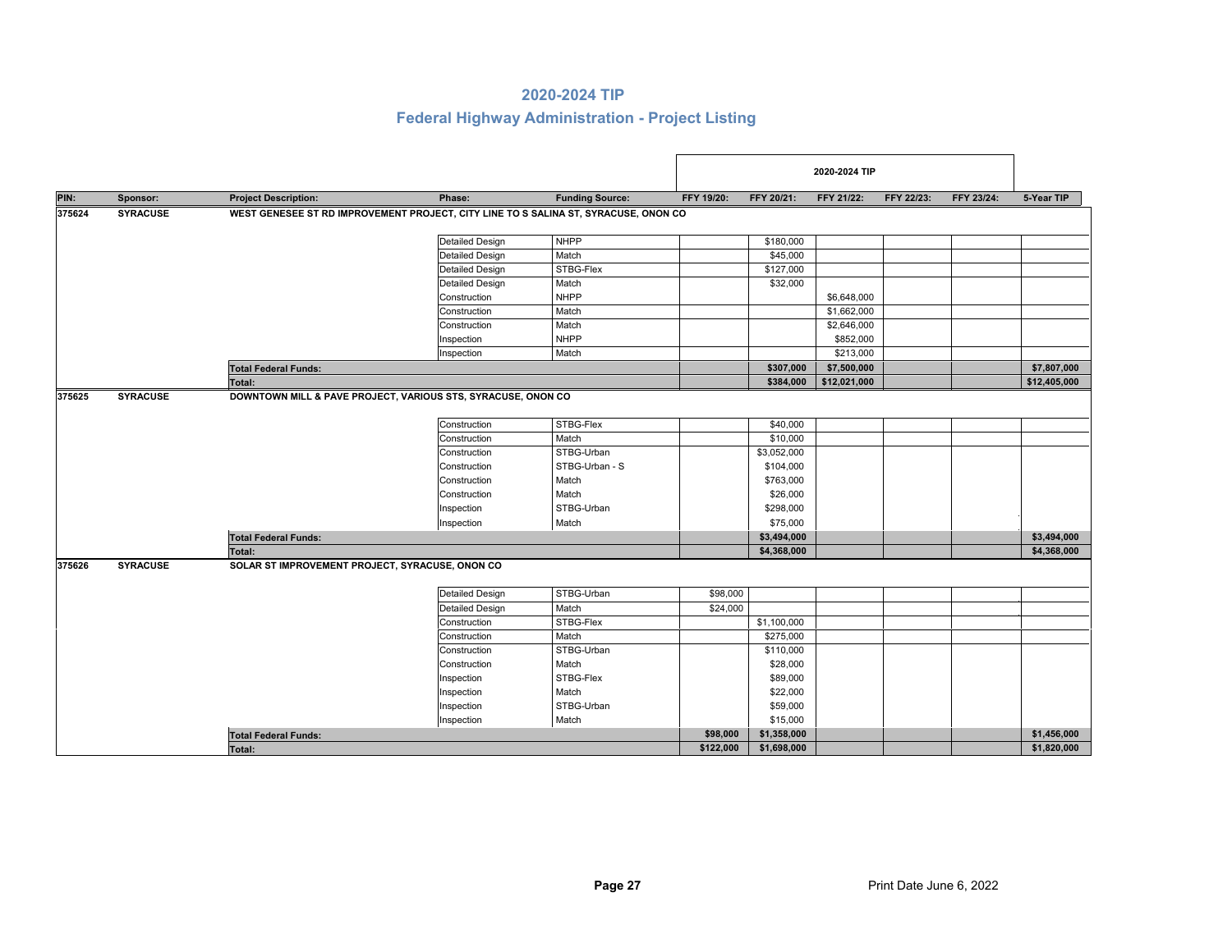# 2020-2024 TIP

## Federal Highway Administration - Project Listing

| PIN: | Sponsor: | Project Description: | Phase: | Funding Source: | FFY 19/20: | FFY 20/21: | FFY 21/22: | FFY 22/23: | FFY 23/24: | 5-Year TIP |
|---|---|---|---|---|---|---|---|---|---|---|
| | | | | | 2020-2024 TIP | | | | | |
| **375624** | **SYRACUSE** | **WEST GENESEE ST RD IMPROVEMENT PROJECT, CITY LINE TO S SALINA ST, SYRACUSE, ONON CO** | | | | | | | | |
| | | | Detailed Design | NHPP | | $180,000 | | | | |
| | | | Detailed Design | Match | | $45,000 | | | | |
| | | | Detailed Design | STBG-Flex | | $127,000 | | | | |
| | | | Detailed Design | Match | | $32,000 | | | | |
| | | | Construction | NHPP | | | $6,648,000 | | | |
| | | | Construction | Match | | | $1,662,000 | | | |
| | | | Construction | Match | | | $2,646,000 | | | |
| | | | Inspection | NHPP | | | $852,000 | | | |
| | | | Inspection | Match | | | $213,000 | | | |
| | | **Total Federal Funds:** | | | | **$307,000** | **$7,500,000** | | | **$7,807,000** |
| | | **Total:** | | | | **$384,000** | **$12,021,000** | | | **$12,405,000** |
| **375625** | **SYRACUSE** | **DOWNTOWN MILL & PAVE PROJECT, VARIOUS STS, SYRACUSE, ONON CO** | | | | | | | | |
| | | | Construction | STBG-Flex | | $40,000 | | | | |
| | | | Construction | Match | | $10,000 | | | | |
| | | | Construction | STBG-Urban | | $3,052,000 | | | | |
| | | | Construction | STBG-Urban - S | | $104,000 | | | | |
| | | | Construction | Match | | $763,000 | | | | |
| | | | Construction | Match | | $26,000 | | | | |
| | | | Inspection | STBG-Urban | | $298,000 | | | | |
| | | | Inspection | Match | | $75,000 | | | | |
| | | **Total Federal Funds:** | | | | **$3,494,000** | | | | **$3,494,000** |
| | | **Total:** | | | | **$4,368,000** | | | | **$4,368,000** |
| **375626** | **SYRACUSE** | **SOLAR ST IMPROVEMENT PROJECT, SYRACUSE, ONON CO** | | | | | | | | |
| | | | Detailed Design | STBG-Urban | $98,000 | | | | | |
| | | | Detailed Design | Match | $24,000 | | | | | |
| | | | Construction | STBG-Flex | | $1,100,000 | | | | |
| | | | Construction | Match | | $275,000 | | | | |
| | | | Construction | STBG-Urban | | $110,000 | | | | |
| | | | Construction | Match | | $28,000 | | | | |
| | | | Inspection | STBG-Flex | | $89,000 | | | | |
| | | | Inspection | Match | | $22,000 | | | | |
| | | | Inspection | STBG-Urban | | $59,000 | | | | |
| | | | Inspection | Match | | $15,000 | | | | |
| | | **Total Federal Funds:** | | | **$98,000** | **$1,358,000** | | | | **$1,456,000** |
| | | **Total:** | | | **$122,000** | **$1,698,000** | | | | **$1,820,000** |

Print Date June 6, 2022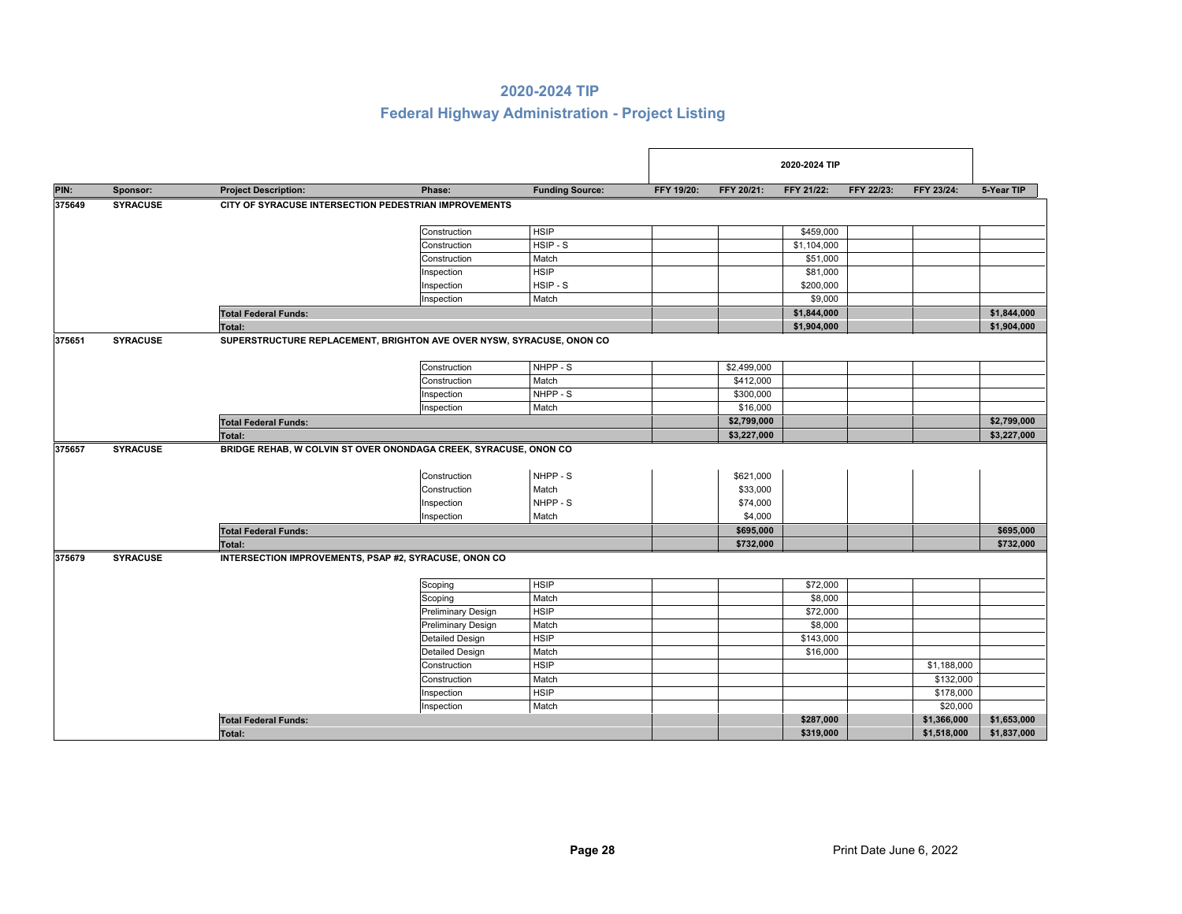# 2020-2024 TIP

## Federal Highway Administration - Project Listing

| PIN: | Sponsor: | Project Description: | Phase: | Funding Source: | FFY 19/20: | FFY 20/21: | FFY 21/22: | FFY 22/23: | FFY 23/24: | 5-Year TIP |
|---|---|---|---|---|---|---|---|---|---|---|
| | | | | | 2020-2024 TIP | | | | | |
| **375649** | **SYRACUSE** | **CITY OF SYRACUSE INTERSECTION PEDESTRIAN IMPROVEMENTS** | | | | | | | | |
| | | | Construction | HSIP | | | $459,000 | | | |
| | | | Construction | HSIP - S | | | $1,104,000 | | | |
| | | | Construction | Match | | | $51,000 | | | |
| | | | Inspection | HSIP | | | $81,000 | | | |
| | | | Inspection | HSIP - S | | | $200,000 | | | |
| | | | Inspection | Match | | | $9,000 | | | |
| | | **Total Federal Funds:** | | | | | **$1,844,000** | | | **$1,844,000** |
| | | **Total:** | | | | | **$1,904,000** | | | **$1,904,000** |
| **375651** | **SYRACUSE** | **SUPERSTRUCTURE REPLACEMENT, BRIGHTON AVE OVER NYSW, SYRACUSE, ONON CO** | | | | | | | | |
| | | | Construction | NHPP - S | | $2,499,000 | | | | |
| | | | Construction | Match | | $412,000 | | | | |
| | | | Inspection | NHPP - S | | $300,000 | | | | |
| | | | Inspection | Match | | $16,000 | | | | |
| | | **Total Federal Funds:** | | | | **$2,799,000** | | | | **$2,799,000** |
| | | **Total:** | | | | **$3,227,000** | | | | **$3,227,000** |
| **375657** | **SYRACUSE** | **BRIDGE REHAB, W COLVIN ST OVER ONONDAGA CREEK, SYRACUSE, ONON CO** | | | | | | | | |
| | | | Construction | NHPP - S | | $621,000 | | | | |
| | | | Construction | Match | | $33,000 | | | | |
| | | | Inspection | NHPP - S | | $74,000 | | | | |
| | | | Inspection | Match | | $4,000 | | | | |
| | | **Total Federal Funds:** | | | | **$695,000** | | | | **$695,000** |
| | | **Total:** | | | | **$732,000** | | | | **$732,000** |
| **375679** | **SYRACUSE** | **INTERSECTION IMPROVEMENTS, PSAP #2, SYRACUSE, ONON CO** | | | | | | | | |
| | | | Scoping | HSIP | | | $72,000 | | | |
| | | | Scoping | Match | | | $8,000 | | | |
| | | | Preliminary Design | HSIP | | | $72,000 | | | |
| | | | Preliminary Design | Match | | | $8,000 | | | |
| | | | Detailed Design | HSIP | | | $143,000 | | | |
| | | | Detailed Design | Match | | | $16,000 | | | |
| | | | Construction | HSIP | | | | | $1,188,000 | |
| | | | Construction | Match | | | | | $132,000 | |
| | | | Inspection | HSIP | | | | | $178,000 | |
| | | | Inspection | Match | | | | | $20,000 | |
| | | **Total Federal Funds:** | | | | | **$287,000** | | **$1,366,000** | **$1,653,000** |
| | | **Total:** | | | | | **$319,000** | | **$1,518,000** | **$1,837,000** |

Print Date June 6, 2022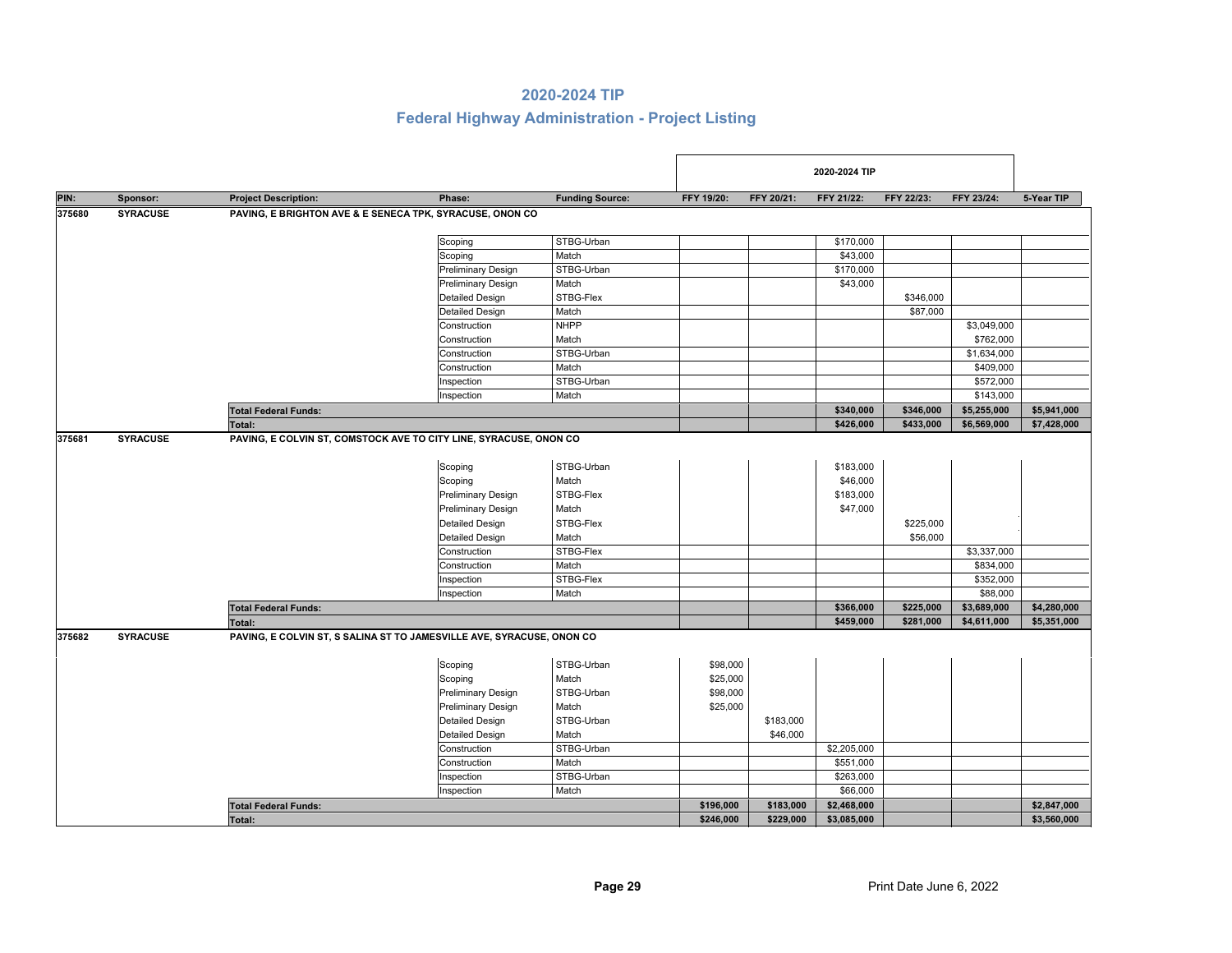## 2020-2024 TIP

## Federal Highway Administration - Project Listing

| PIN: | Sponsor: | Project Description: | Phase: | Funding Source: | FFY 19/20: | FFY 20/21: | FFY 21/22: | FFY 22/23: | FFY 23/24: | 5-Year TIP |
|---|---|---|---|---|---|---|---|---|---|---|
| | | | | | 2020-2024 TIP | | | | | |
| 375680 | SYRACUSE | PAVING, E BRIGHTON AVE & E SENECA TPK, SYRACUSE, ONON CO | | | | | | | | |
| | | | Scoping | STBG-Urban | | | $170,000 | | | |
| | | | Scoping | Match | | | $43,000 | | | |
| | | | Preliminary Design | STBG-Urban | | | $170,000 | | | |
| | | | Preliminary Design | Match | | | $43,000 | | | |
| | | | Detailed Design | STBG-Flex | | | | $346,000 | | |
| | | | Detailed Design | Match | | | | $87,000 | | |
| | | | Construction | NHPP | | | | | $3,049,000 | |
| | | | Construction | Match | | | | | $762,000 | |
| | | | Construction | STBG-Urban | | | | | $1,634,000 | |
| | | | Construction | Match | | | | | $409,000 | |
| | | | Inspection | STBG-Urban | | | | | $572,000 | |
| | | | Inspection | Match | | | | | $143,000 | |
| | | **Total Federal Funds:** | | | | | **$340,000** | **$346,000** | **$5,255,000** | **$5,941,000** |
| | | **Total:** | | | | | **$426,000** | **$433,000** | **$6,569,000** | **$7,428,000** |
| 375681 | SYRACUSE | PAVING, E COLVIN ST, COMSTOCK AVE TO CITY LINE, SYRACUSE, ONON CO | | | | | | | | |
| | | | Scoping | STBG-Urban | | | $183,000 | | | |
| | | | Scoping | Match | | | $46,000 | | | |
| | | | Preliminary Design | STBG-Flex | | | $183,000 | | | |
| | | | Preliminary Design | Match | | | $47,000 | | | |
| | | | Detailed Design | STBG-Flex | | | | $225,000 | | |
| | | | Detailed Design | Match | | | | $56,000 | | |
| | | | Construction | STBG-Flex | | | | | $3,337,000 | |
| | | | Construction | Match | | | | | $834,000 | |
| | | | Inspection | STBG-Flex | | | | | $352,000 | |
| | | | Inspection | Match | | | | | $88,000 | |
| | | **Total Federal Funds:** | | | | | **$366,000** | **$225,000** | **$3,689,000** | **$4,280,000** |
| | | **Total:** | | | | | **$459,000** | **$281,000** | **$4,611,000** | **$5,351,000** |
| 375682 | SYRACUSE | PAVING, E COLVIN ST, S SALINA ST TO JAMESVILLE AVE, SYRACUSE, ONON CO | | | | | | | | |
| | | | Scoping | STBG-Urban | $98,000 | | | | | |
| | | | Scoping | Match | $25,000 | | | | | |
| | | | Preliminary Design | STBG-Urban | $98,000 | | | | | |
| | | | Preliminary Design | Match | $25,000 | | | | | |
| | | | Detailed Design | STBG-Urban | | $183,000 | | | | |
| | | | Detailed Design | Match | | $46,000 | | | | |
| | | | Construction | STBG-Urban | | | $2,205,000 | | | |
| | | | Construction | Match | | | $551,000 | | | |
| | | | Inspection | STBG-Urban | | | $263,000 | | | |
| | | | Inspection | Match | | | $66,000 | | | |
| | | **Total Federal Funds:** | | | **$196,000** | **$183,000** | **$2,468,000** | | | **$2,847,000** |
| | | **Total:** | | | **$246,000** | **$229,000** | **$3,085,000** | | | **$3,560,000** |

Print Date June 6, 2022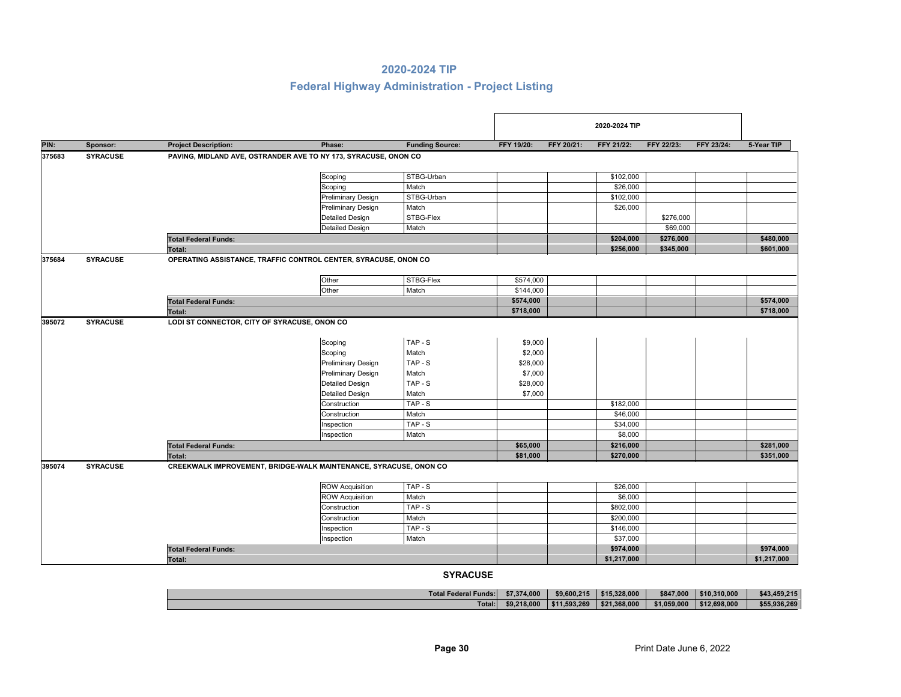# 2020-2024 TIP

## Federal Highway Administration - Project Listing

| PIN: | Sponsor: | Project Description: | Phase: | Funding Source: | FFY 19/20: | FFY 20/21: | FFY 21/22: | FFY 22/23: | FFY 23/24: | 5-Year TIP |
|---|---|---|---|---|---|---|---|---|---|---|
| 375683 | SYRACUSE | PAVING, MIDLAND AVE, OSTRANDER AVE TO NY 173, SYRACUSE, ONON CO | | | | | | | | |
| | | | Scoping | STBG-Urban | | | $102,000 | | | |
| | | | Scoping | Match | | | $26,000 | | | |
| | | | Preliminary Design | STBG-Urban | | | $102,000 | | | |
| | | | Preliminary Design | Match | | | $26,000 | | | |
| | | | Detailed Design | STBG-Flex | | | | $276,000 | | |
| | | | Detailed Design | Match | | | | $69,000 | | |
| | | **Total Federal Funds:** | | | | | **$204,000** | **$276,000** | | **$480,000** |
| | | **Total:** | | | | | **$256,000** | **$345,000** | | **$601,000** |
| 375684 | SYRACUSE | OPERATING ASSISTANCE, TRAFFIC CONTROL CENTER, SYRACUSE, ONON CO | | | | | | | | |
| | | | Other | STBG-Flex | $574,000 | | | | | |
| | | | Other | Match | $144,000 | | | | | |
| | | **Total Federal Funds:** | | | **$574,000** | | | | | **$574,000** |
| | | **Total:** | | | **$718,000** | | | | | **$718,000** |
| 395072 | SYRACUSE | LODI ST CONNECTOR, CITY OF SYRACUSE, ONON CO | | | | | | | | |
| | | | Scoping | TAP - S | $9,000 | | | | | |
| | | | Scoping | Match | $2,000 | | | | | |
| | | | Preliminary Design | TAP - S | $28,000 | | | | | |
| | | | Preliminary Design | Match | $7,000 | | | | | |
| | | | Detailed Design | TAP - S | $28,000 | | | | | |
| | | | Detailed Design | Match | $7,000 | | | | | |
| | | | Construction | TAP - S | | | $182,000 | | | |
| | | | Construction | Match | | | $46,000 | | | |
| | | | Inspection | TAP - S | | | $34,000 | | | |
| | | | Inspection | Match | | | $8,000 | | | |
| | | **Total Federal Funds:** | | | **$65,000** | | **$216,000** | | | **$281,000** |
| | | **Total:** | | | **$81,000** | | **$270,000** | | | **$351,000** |
| 395074 | SYRACUSE | CREEKWALK IMPROVEMENT, BRIDGE-WALK MAINTENANCE, SYRACUSE, ONON CO | | | | | | | | |
| | | | ROW Acquisition | TAP - S | | | $26,000 | | | |
| | | | ROW Acquisition | Match | | | $6,000 | | | |
| | | | Construction | TAP - S | | | $802,000 | | | |
| | | | Construction | Match | | | $200,000 | | | |
| | | | Inspection | TAP - S | | | $146,000 | | | |
| | | | Inspection | Match | | | $37,000 | | | |
| | | **Total Federal Funds:** | | | | | **$974,000** | | | **$974,000** |
| | | **Total:** | | | | | **$1,217,000** | | | **$1,217,000** |

### SYRACUSE

| | FFY 19/20: | FFY 20/21: | FFY 21/22: | FFY 22/23: | FFY 23/24: | 5-Year TIP |
|---|---|---|---|---|---|---|
| **Total Federal Funds:** | $7,374,000 | $9,600,215 | $15,328,000 | $847,000 | $10,310,000 | $43,459,215 |
| **Total:** | $9,218,000 | $11,593,269 | $21,368,000 | $1,059,000 | $12,698,000 | $55,936,269 |

Print Date June 6, 2022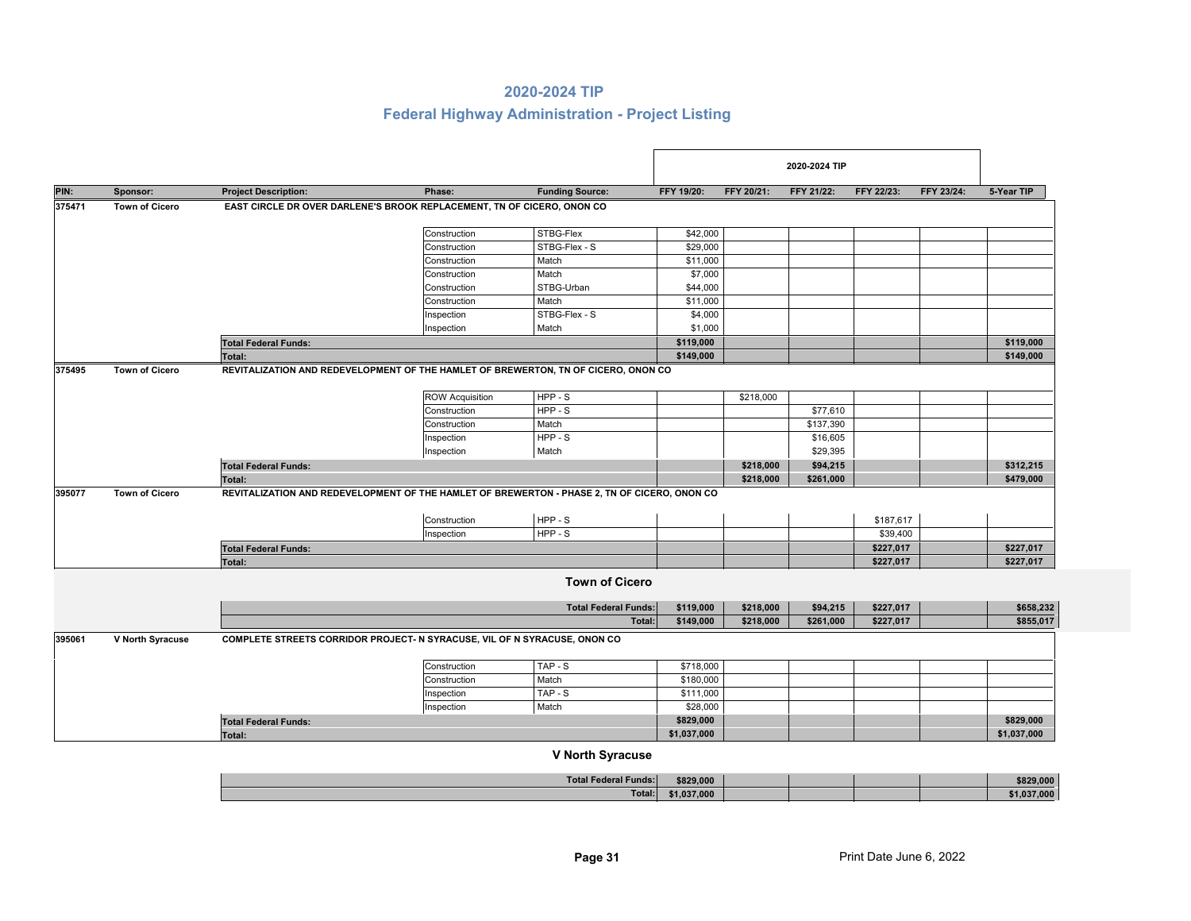# 2020-2024 TIP

## Federal Highway Administration - Project Listing

| PIN: | Sponsor: | Project Description: | Phase: | Funding Source: | FFY 19/20: | FFY 20/21: | FFY 21/22: | FFY 22/23: | FFY 23/24: | 5-Year TIP |
|---|---|---|---|---|---|---|---|---|---|---|
| | | | | | 2020-2024 TIP | | | | | |
| **375471** | **Town of Cicero** | **EAST CIRCLE DR OVER DARLENE'S BROOK REPLACEMENT, TN OF CICERO, ONON CO** | | | | | | | | |
| | | | Construction | STBG-Flex | $42,000 | | | | | |
| | | | Construction | STBG-Flex - S | $29,000 | | | | | |
| | | | Construction | Match | $11,000 | | | | | |
| | | | Construction | Match | $7,000 | | | | | |
| | | | Construction | STBG-Urban | $44,000 | | | | | |
| | | | Construction | Match | $11,000 | | | | | |
| | | | Inspection | STBG-Flex - S | $4,000 | | | | | |
| | | | Inspection | Match | $1,000 | | | | | |
| | | **Total Federal Funds:** | | | **$119,000** | | | | | **$119,000** |
| | | **Total:** | | | **$149,000** | | | | | **$149,000** |
| **375495** | **Town of Cicero** | **REVITALIZATION AND REDEVELOPMENT OF THE HAMLET OF BREWERTON, TN OF CICERO, ONON CO** | | | | | | | | |
| | | | ROW Acquisition | HPP - S | | $218,000 | | | | |
| | | | Construction | HPP - S | | | $77,610 | | | |
| | | | Construction | Match | | | $137,390 | | | |
| | | | Inspection | HPP - S | | | $16,605 | | | |
| | | | Inspection | Match | | | $29,395 | | | |
| | | **Total Federal Funds:** | | | | **$218,000** | **$94,215** | | | **$312,215** |
| | | **Total:** | | | | **$218,000** | **$261,000** | | | **$479,000** |
| **395077** | **Town of Cicero** | **REVITALIZATION AND REDEVELOPMENT OF THE HAMLET OF BREWERTON - PHASE 2, TN OF CICERO, ONON CO** | | | | | | | | |
| | | | Construction | HPP - S | | | | $187,617 | | |
| | | | Inspection | HPP - S | | | | $39,400 | | |
| | | **Total Federal Funds:** | | | | | | **$227,017** | | **$227,017** |
| | | **Total:** | | | | | | **$227,017** | | **$227,017** |
| | | | | **Town of Cicero** | | | | | | |
| | | | | **Total Federal Funds:** | **$119,000** | **$218,000** | **$94,215** | **$227,017** | | **$658,232** |
| | | | | **Total:** | **$149,000** | **$218,000** | **$261,000** | **$227,017** | | **$855,017** |
| **395061** | **V North Syracuse** | **COMPLETE STREETS CORRIDOR PROJECT- N SYRACUSE, VIL OF N SYRACUSE, ONON CO** | | | | | | | | |
| | | | Construction | TAP - S | $718,000 | | | | | |
| | | | Construction | Match | $180,000 | | | | | |
| | | | Inspection | TAP - S | $111,000 | | | | | |
| | | | Inspection | Match | $28,000 | | | | | |
| | | **Total Federal Funds:** | | | **$829,000** | | | | | **$829,000** |
| | | **Total:** | | | **$1,037,000** | | | | | **$1,037,000** |
| | | | | **V North Syracuse** | | | | | | |
| | | | | **Total Federal Funds:** | **$829,000** | | | | | **$829,000** |
| | | | | **Total:** | **$1,037,000** | | | | | **$1,037,000** |

Print Date June 6, 2022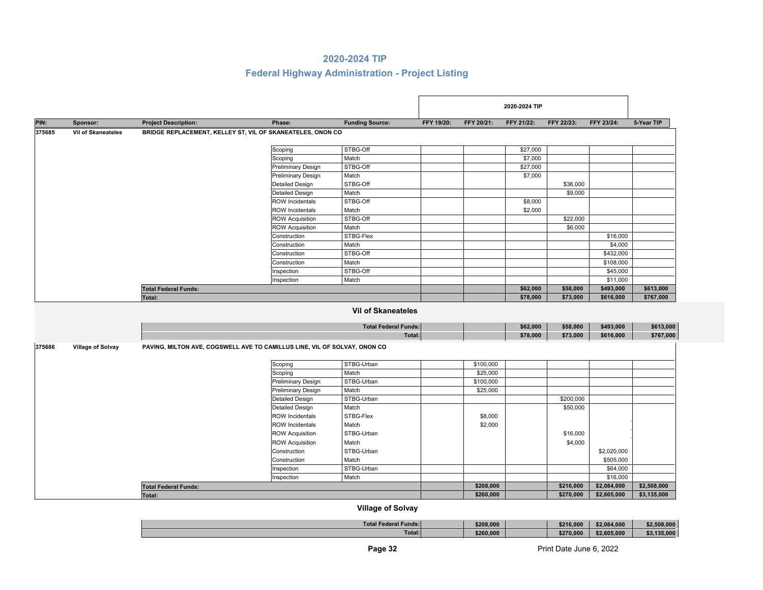# 2020-2024 TIP

## Federal Highway Administration - Project Listing

| PIN: | Sponsor: | Project Description: | Phase: | Funding Source: | FFY 19/20: | FFY 20/21: | FFY 21/22: | FFY 22/23: | FFY 23/24: | 5-Year TIP |
|---|---|---|---|---|---|---|---|---|---|---|
| | | | | | 2020-2024 TIP | | | | | |
| **375685** | **Vil of Skaneateles** | **BRIDGE REPLACEMENT, KELLEY ST, VIL OF SKANEATELES, ONON CO** | | | | | | | | |
| | | | Scoping | STBG-Off | | | $27,000 | | | |
| | | | Scoping | Match | | | $7,000 | | | |
| | | | Preliminary Design | STBG-Off | | | $27,000 | | | |
| | | | Preliminary Design | Match | | | $7,000 | | | |
| | | | Detailed Design | STBG-Off | | | | $36,000 | | |
| | | | Detailed Design | Match | | | | $9,000 | | |
| | | | ROW Incidentals | STBG-Off | | | $8,000 | | | |
| | | | ROW Incidentals | Match | | | $2,000 | | | |
| | | | ROW Acquisition | STBG-Off | | | | $22,000 | | |
| | | | ROW Acquisition | Match | | | | $6,000 | | |
| | | | Construction | STBG-Flex | | | | | $16,000 | |
| | | | Construction | Match | | | | | $4,000 | |
| | | | Construction | STBG-Off | | | | | $432,000 | |
| | | | Construction | Match | | | | | $108,000 | |
| | | | Inspection | STBG-Off | | | | | $45,000 | |
| | | | Inspection | Match | | | | | $11,000 | |
| | | **Total Federal Funds:** | | | | | **$62,000** | **$58,000** | **$493,000** | **$613,000** |
| | | **Total:** | | | | | **$78,000** | **$73,000** | **$616,000** | **$767,000** |

### Vil of Skaneateles

| | FFY 19/20: | FFY 20/21: | FFY 21/22: | FFY 22/23: | FFY 23/24: | 5-Year TIP |
|---|---|---|---|---|---|---|
| **Total Federal Funds:** | | | **$62,000** | **$58,000** | **$493,000** | **$613,000** |
| **Total:** | | | **$78,000** | **$73,000** | **$616,000** | **$767,000** |

| PIN: | Sponsor: | Project Description: | Phase: | Funding Source: | FFY 19/20: | FFY 20/21: | FFY 21/22: | FFY 22/23: | FFY 23/24: | 5-Year TIP |
|---|---|---|---|---|---|---|---|---|---|---|
| **375686** | **Village of Solvay** | **PAVING, MILTON AVE, COGSWELL AVE TO CAMILLUS LINE, VIL OF SOLVAY, ONON CO** | | | | | | | | |
| | | | Scoping | STBG-Urban | | $100,000 | | | | |
| | | | Scoping | Match | | $25,000 | | | | |
| | | | Preliminary Design | STBG-Urban | | $100,000 | | | | |
| | | | Preliminary Design | Match | | $25,000 | | | | |
| | | | Detailed Design | STBG-Urban | | | | $200,000 | | |
| | | | Detailed Design | Match | | | | $50,000 | | |
| | | | ROW Incidentals | STBG-Flex | | $8,000 | | | | |
| | | | ROW Incidentals | Match | | $2,000 | | | | |
| | | | ROW Acquisition | STBG-Urban | | | | $16,000 | | |
| | | | ROW Acquisition | Match | | | | $4,000 | | |
| | | | Construction | STBG-Urban | | | | | $2,020,000 | |
| | | | Construction | Match | | | | | $505,000 | |
| | | | Inspection | STBG-Urban | | | | | $64,000 | |
| | | | Inspection | Match | | | | | $16,000 | |
| | | **Total Federal Funds:** | | | | **$208,000** | | **$216,000** | **$2,084,000** | **$2,508,000** |
| | | **Total:** | | | | **$260,000** | | **$270,000** | **$2,605,000** | **$3,135,000** |

### Village of Solvay

| | FFY 19/20: | FFY 20/21: | FFY 21/22: | FFY 22/23: | FFY 23/24: | 5-Year TIP |
|---|---|---|---|---|---|---|
| **Total Federal Funds:** | | **$208,000** | | **$216,000** | **$2,084,000** | **$2,508,000** |
| **Total:** | | **$260,000** | | **$270,000** | **$2,605,000** | **$3,135,000** |

Print Date June 6, 2022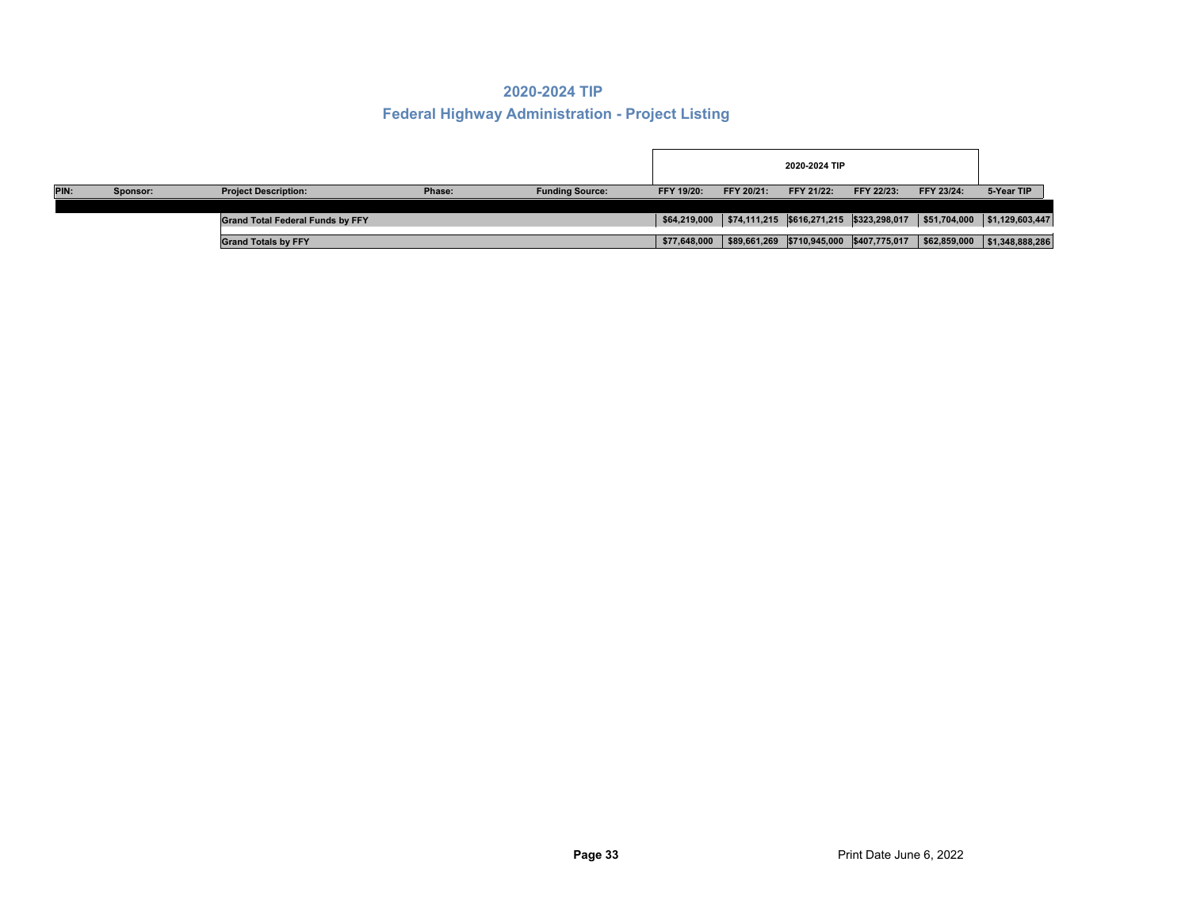## 2020-2024 TIP

## Federal Highway Administration - Project Listing

| PIN: | Sponsor: | Project Description: | Phase: | Funding Source: | 2020-2024 TIP FFY 19/20: | FFY 20/21: | FFY 21/22: | FFY 22/23: | FFY 23/24: | 5-Year TIP |
|---|---|---|---|---|---|---|---|---|---|---|
| | | **Grand Total Federal Funds by FFY** | | | **$64,219,000** | **$74,111,215** | **$616,271,215** | **$323,298,017** | **$51,704,000** | **$1,129,603,447** |
| | | **Grand Totals by FFY** | | | **$77,648,000** | **$89,661,269** | **$710,945,000** | **$407,775,017** | **$62,859,000** | **$1,348,888,286** |

Print Date June 6, 2022